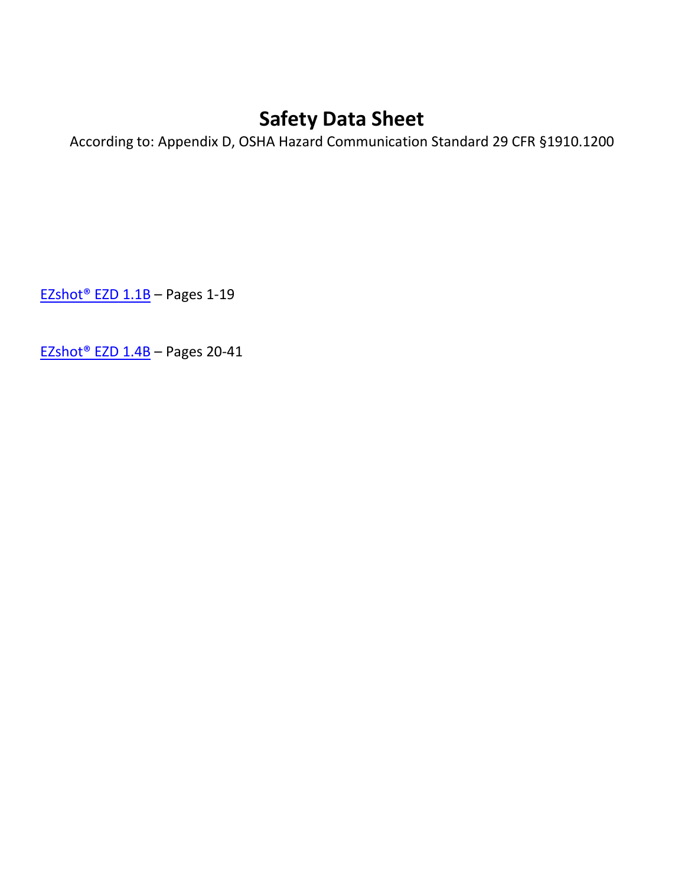# Safety Data Sheet

According to: Appendix D, OSHA Hazard Communication Standard 29 CFR §1910.1200

EZshot® EZD 1.1B – Pages 1-19

EZshot® EZD 1.4B – Pages 20-41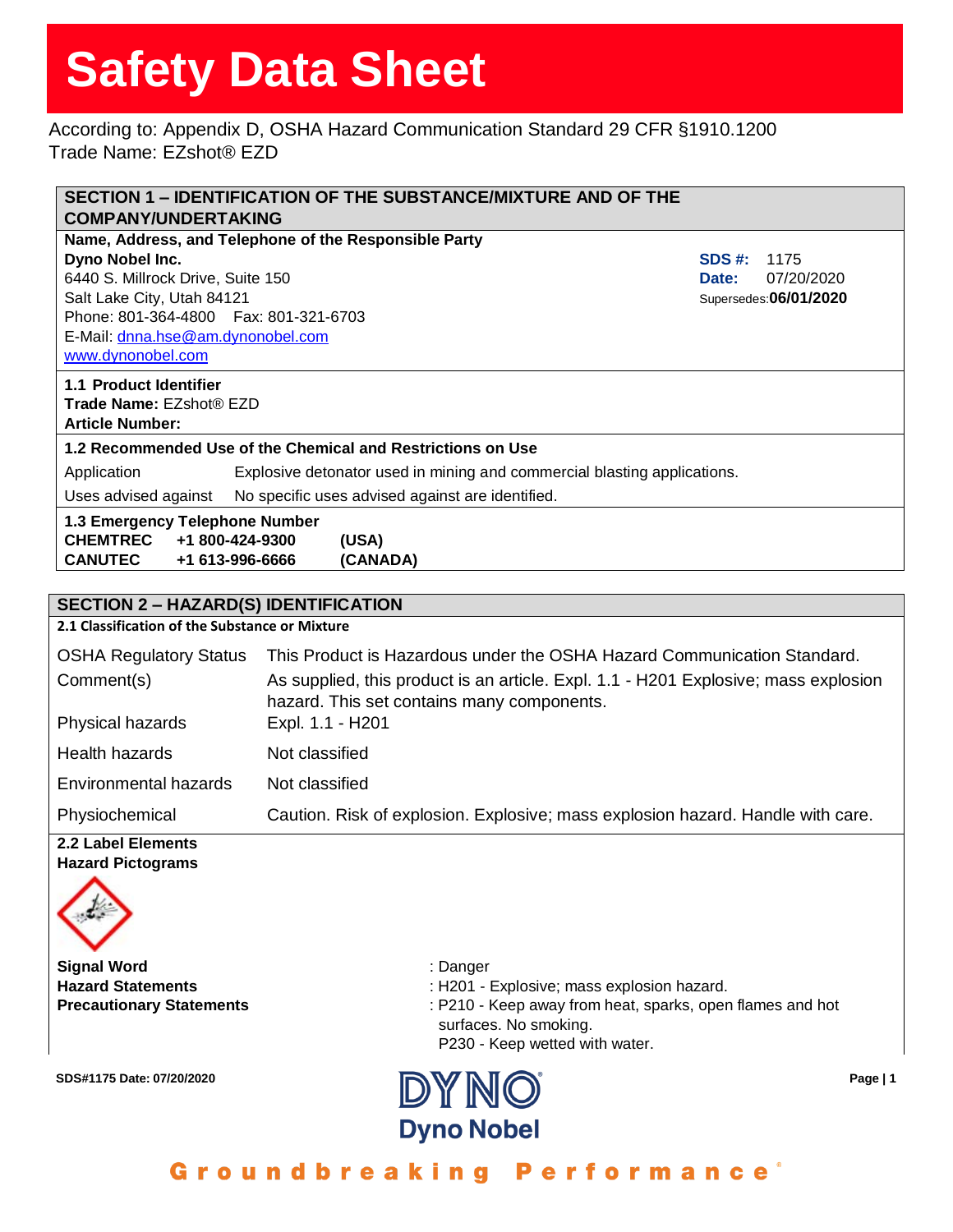# Safety Data Sheet

According to: Appendix D, OSHA Hazard Communication Standard 29 CFR §1910.1200
Trade Name: EZshot® EZD

## SECTION 1 – IDENTIFICATION OF THE SUBSTANCE/MIXTURE AND OF THE COMPANY/UNDERTAKING

**Name, Address, and Telephone of the Responsible Party**

**Dyno Nobel Inc.**
6440 S. Millrock Drive, Suite 150
Salt Lake City, Utah 84121
Phone: 801-364-4800 Fax: 801-321-6703
E-Mail: dnna.hse@am.dynonobel.com
www.dynonobel.com

**SDS #:** 1175
**Date:** 07/20/2020
Supersedes: **06/01/2020**

**1.1 Product Identifier**
**Trade Name:** EZshot® EZD
**Article Number:**

**1.2 Recommended Use of the Chemical and Restrictions on Use**

| | |
|---|---|
| Application | Explosive detonator used in mining and commercial blasting applications. |
| Uses advised against | No specific uses advised against are identified. |

**1.3 Emergency Telephone Number**

| | | |
|---|---|---|
| **CHEMTREC** | **+1 800-424-9300** | **(USA)** |
| **CANUTEC** | **+1 613-996-6666** | **(CANADA)** |

## SECTION 2 – HAZARD(S) IDENTIFICATION

**2.1 Classification of the Substance or Mixture**

| | |
|---|---|
| OSHA Regulatory Status | This Product is Hazardous under the OSHA Hazard Communication Standard. |
| Comment(s) | As supplied, this product is an article. Expl. 1.1 - H201 Explosive; mass explosion hazard. This set contains many components. |
| Physical hazards | Expl. 1.1 - H201 |
| Health hazards | Not classified |
| Environmental hazards | Not classified |
| Physiochemical | Caution. Risk of explosion. Explosive; mass explosion hazard. Handle with care. |

**2.2 Label Elements**
**Hazard Pictograms**

**Signal Word** : Danger
**Hazard Statements** : H201 - Explosive; mass explosion hazard.
**Precautionary Statements** : P210 - Keep away from heat, sparks, open flames and hot surfaces. No smoking.
P230 - Keep wetted with water.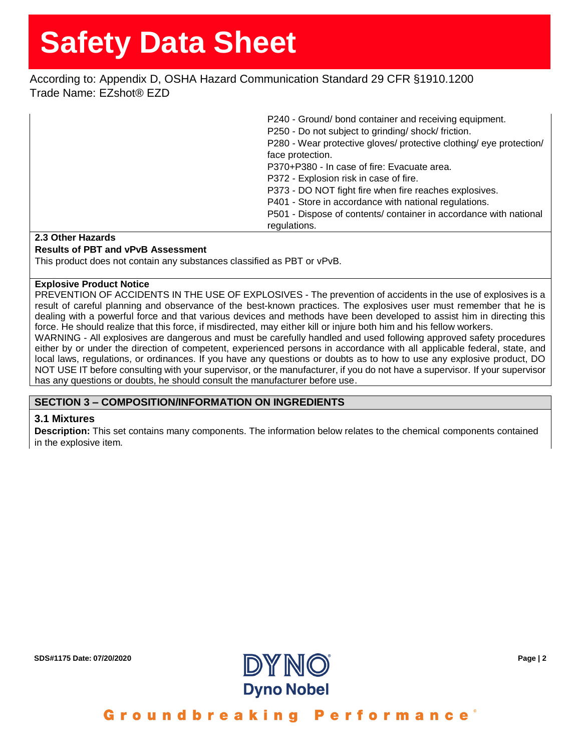P240 - Ground/ bond container and receiving equipment.
P250 - Do not subject to grinding/ shock/ friction.
P280 - Wear protective gloves/ protective clothing/ eye protection/ face protection.
P370+P380 - In case of fire: Evacuate area.
P372 - Explosion risk in case of fire.
P373 - DO NOT fight fire when fire reaches explosives.
P401 - Store in accordance with national regulations.
P501 - Dispose of contents/ container in accordance with national regulations.

### 2.3 Other Hazards

**Results of PBT and vPvB Assessment**

This product does not contain any substances classified as PBT or vPvB.

**Explosive Product Notice**

PREVENTION OF ACCIDENTS IN THE USE OF EXPLOSIVES - The prevention of accidents in the use of explosives is a result of careful planning and observance of the best-known practices. The explosives user must remember that he is dealing with a powerful force and that various devices and methods have been developed to assist him in directing this force. He should realize that this force, if misdirected, may either kill or injure both him and his fellow workers.
WARNING - All explosives are dangerous and must be carefully handled and used following approved safety procedures either by or under the direction of competent, experienced persons in accordance with all applicable federal, state, and local laws, regulations, or ordinances. If you have any questions or doubts as to how to use any explosive product, DO NOT USE IT before consulting with your supervisor, or the manufacturer, if you do not have a supervisor. If your supervisor has any questions or doubts, he should consult the manufacturer before use.

## SECTION 3 – COMPOSITION/INFORMATION ON INGREDIENTS

### 3.1 Mixtures

**Description:** This set contains many components. The information below relates to the chemical components contained in the explosive item.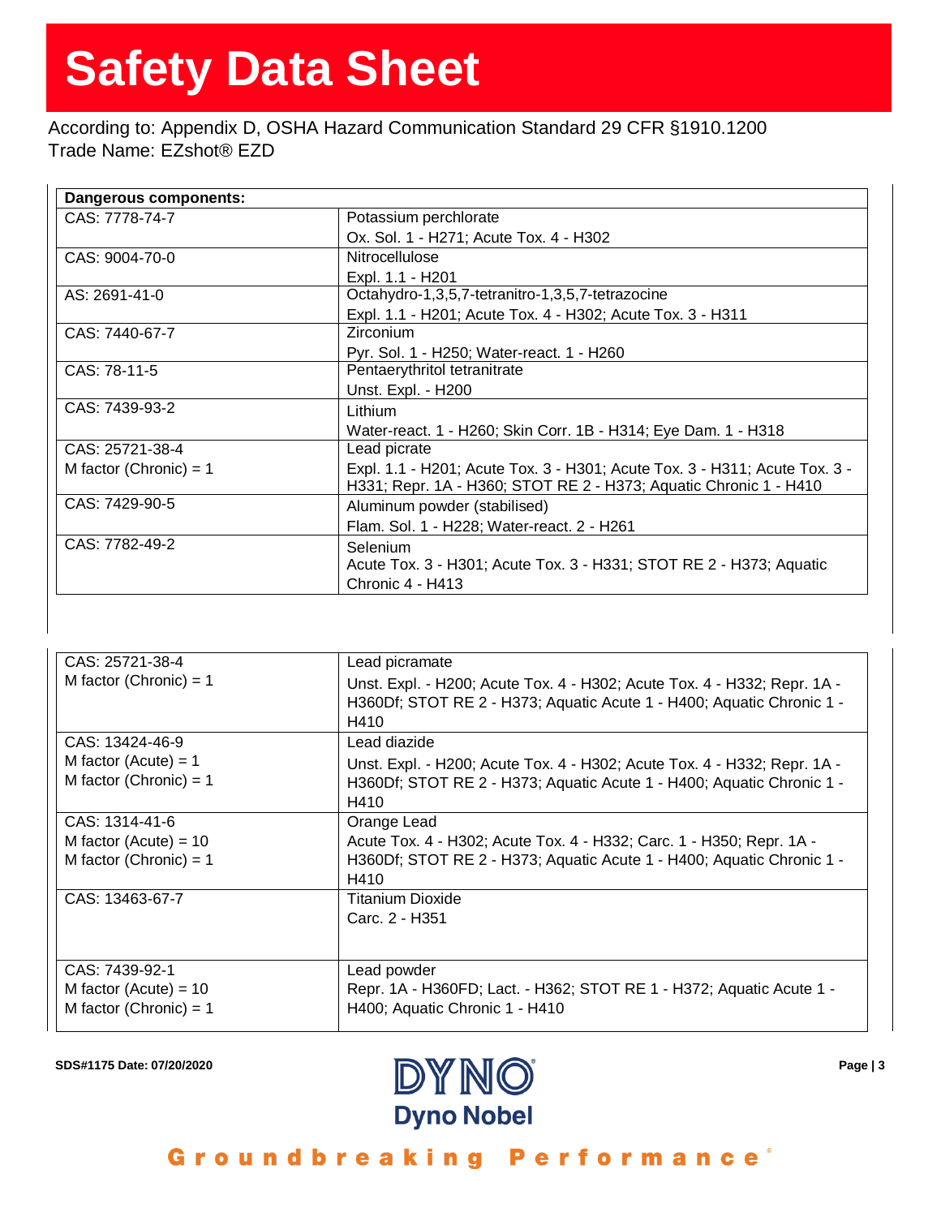# Safety Data Sheet

According to: Appendix D, OSHA Hazard Communication Standard 29 CFR §1910.1200
Trade Name: EZshot® EZD

| Dangerous components: | |
|---|---|
| CAS: 7778-74-7 | Potassium perchlorate<br>Ox. Sol. 1 - H271; Acute Tox. 4 - H302 |
| CAS: 9004-70-0 | Nitrocellulose<br>Expl. 1.1 - H201 |
| AS: 2691-41-0 | Octahydro-1,3,5,7-tetranitro-1,3,5,7-tetrazocine<br>Expl. 1.1 - H201; Acute Tox. 4 - H302; Acute Tox. 3 - H311 |
| CAS: 7440-67-7 | Zirconium<br>Pyr. Sol. 1 - H250; Water-react. 1 - H260 |
| CAS: 78-11-5 | Pentaerythritol tetranitrate<br>Unst. Expl. - H200 |
| CAS: 7439-93-2 | Lithium<br>Water-react. 1 - H260; Skin Corr. 1B - H314; Eye Dam. 1 - H318 |
| CAS: 25721-38-4<br>M factor (Chronic) = 1 | Lead picrate<br>Expl. 1.1 - H201; Acute Tox. 3 - H301; Acute Tox. 3 - H311; Acute Tox. 3 - H331; Repr. 1A - H360; STOT RE 2 - H373; Aquatic Chronic 1 - H410 |
| CAS: 7429-90-5 | Aluminum powder (stabilised)<br>Flam. Sol. 1 - H228; Water-react. 2 - H261 |
| CAS: 7782-49-2 | Selenium<br>Acute Tox. 3 - H301; Acute Tox. 3 - H331; STOT RE 2 - H373; Aquatic Chronic 4 - H413 |
| CAS: 25721-38-4<br>M factor (Chronic) = 1 | Lead picramate<br>Unst. Expl. - H200; Acute Tox. 4 - H302; Acute Tox. 4 - H332; Repr. 1A - H360Df; STOT RE 2 - H373; Aquatic Acute 1 - H400; Aquatic Chronic 1 - H410 |
| CAS: 13424-46-9<br>M factor (Acute) = 1<br>M factor (Chronic) = 1 | Lead diazide<br>Unst. Expl. - H200; Acute Tox. 4 - H302; Acute Tox. 4 - H332; Repr. 1A - H360Df; STOT RE 2 - H373; Aquatic Acute 1 - H400; Aquatic Chronic 1 - H410 |
| CAS: 1314-41-6<br>M factor (Acute) = 10<br>M factor (Chronic) = 1 | Orange Lead<br>Acute Tox. 4 - H302; Acute Tox. 4 - H332; Carc. 1 - H350; Repr. 1A - H360Df; STOT RE 2 - H373; Aquatic Acute 1 - H400; Aquatic Chronic 1 - H410 |
| CAS: 13463-67-7 | Titanium Dioxide<br>Carc. 2 - H351 |
| CAS: 7439-92-1<br>M factor (Acute) = 10<br>M factor (Chronic) = 1 | Lead powder<br>Repr. 1A - H360FD; Lact. - H362; STOT RE 1 - H372; Aquatic Acute 1 - H400; Aquatic Chronic 1 - H410 |

SDS#1175 Date: 07/20/2020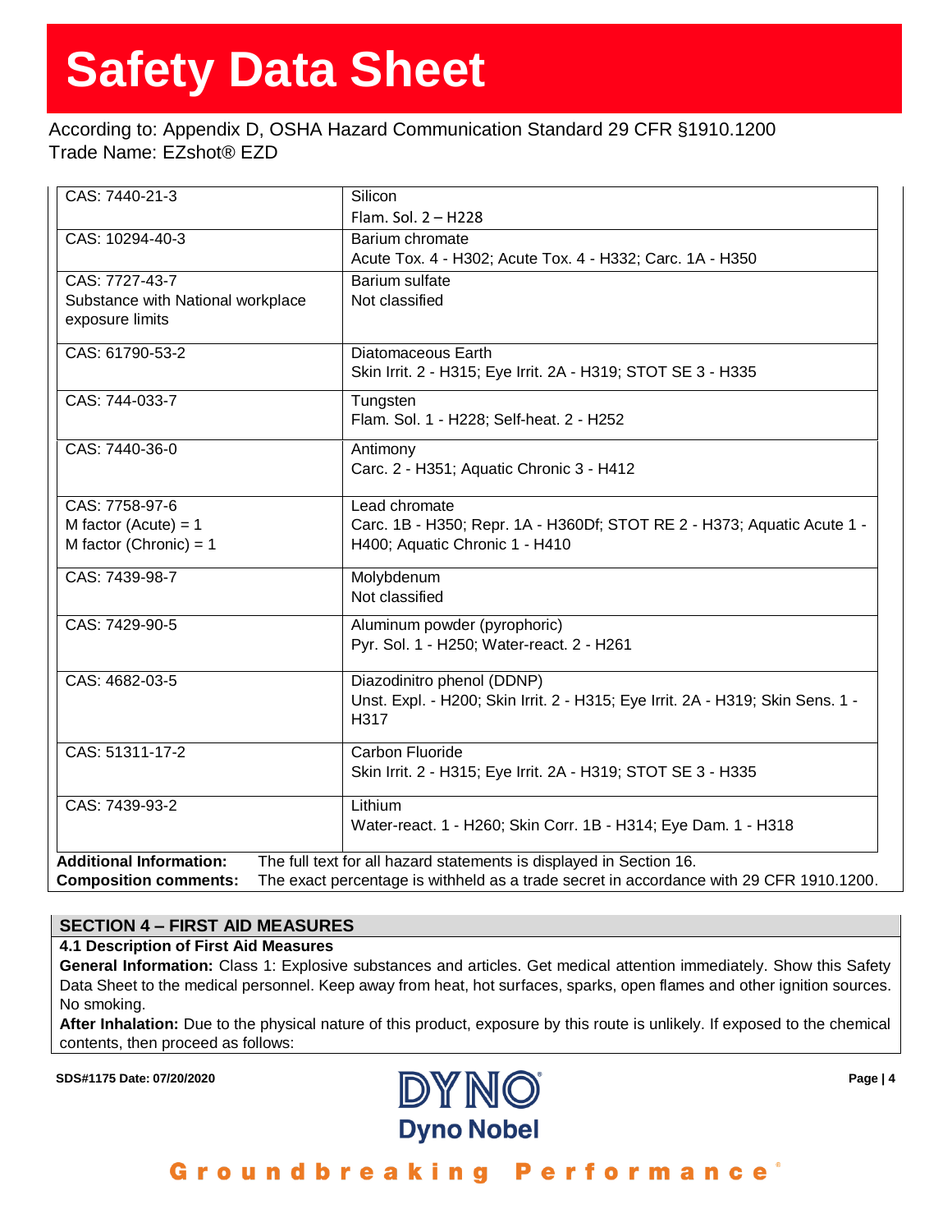| | |
|---|---|
| CAS: 7440-21-3 | Silicon<br>Flam. Sol. 2 – H228 |
| CAS: 10294-40-3 | Barium chromate<br>Acute Tox. 4 - H302; Acute Tox. 4 - H332; Carc. 1A - H350 |
| CAS: 7727-43-7<br>Substance with National workplace exposure limits | Barium sulfate<br>Not classified |
| CAS: 61790-53-2 | Diatomaceous Earth<br>Skin Irrit. 2 - H315; Eye Irrit. 2A - H319; STOT SE 3 - H335 |
| CAS: 744-033-7 | Tungsten<br>Flam. Sol. 1 - H228; Self-heat. 2 - H252 |
| CAS: 7440-36-0 | Antimony<br>Carc. 2 - H351; Aquatic Chronic 3 - H412 |
| CAS: 7758-97-6<br>M factor (Acute) = 1<br>M factor (Chronic) = 1 | Lead chromate<br>Carc. 1B - H350; Repr. 1A - H360Df; STOT RE 2 - H373; Aquatic Acute 1 - H400; Aquatic Chronic 1 - H410 |
| CAS: 7439-98-7 | Molybdenum<br>Not classified |
| CAS: 7429-90-5 | Aluminum powder (pyrophoric)<br>Pyr. Sol. 1 - H250; Water-react. 2 - H261 |
| CAS: 4682-03-5 | Diazodinitro phenol (DDNP)<br>Unst. Expl. - H200; Skin Irrit. 2 - H315; Eye Irrit. 2A - H319; Skin Sens. 1 - H317 |
| CAS: 51311-17-2 | Carbon Fluoride<br>Skin Irrit. 2 - H315; Eye Irrit. 2A - H319; STOT SE 3 - H335 |
| CAS: 7439-93-2 | Lithium<br>Water-react. 1 - H260; Skin Corr. 1B - H314; Eye Dam. 1 - H318 |

**Additional Information:** The full text for all hazard statements is displayed in Section 16.
**Composition comments:** The exact percentage is withheld as a trade secret in accordance with 29 CFR 1910.1200.

## SECTION 4 – FIRST AID MEASURES

### 4.1 Description of First Aid Measures

**General Information:** Class 1: Explosive substances and articles. Get medical attention immediately. Show this Safety Data Sheet to the medical personnel. Keep away from heat, hot surfaces, sparks, open flames and other ignition sources. No smoking.

**After Inhalation:** Due to the physical nature of this product, exposure by this route is unlikely. If exposed to the chemical contents, then proceed as follows: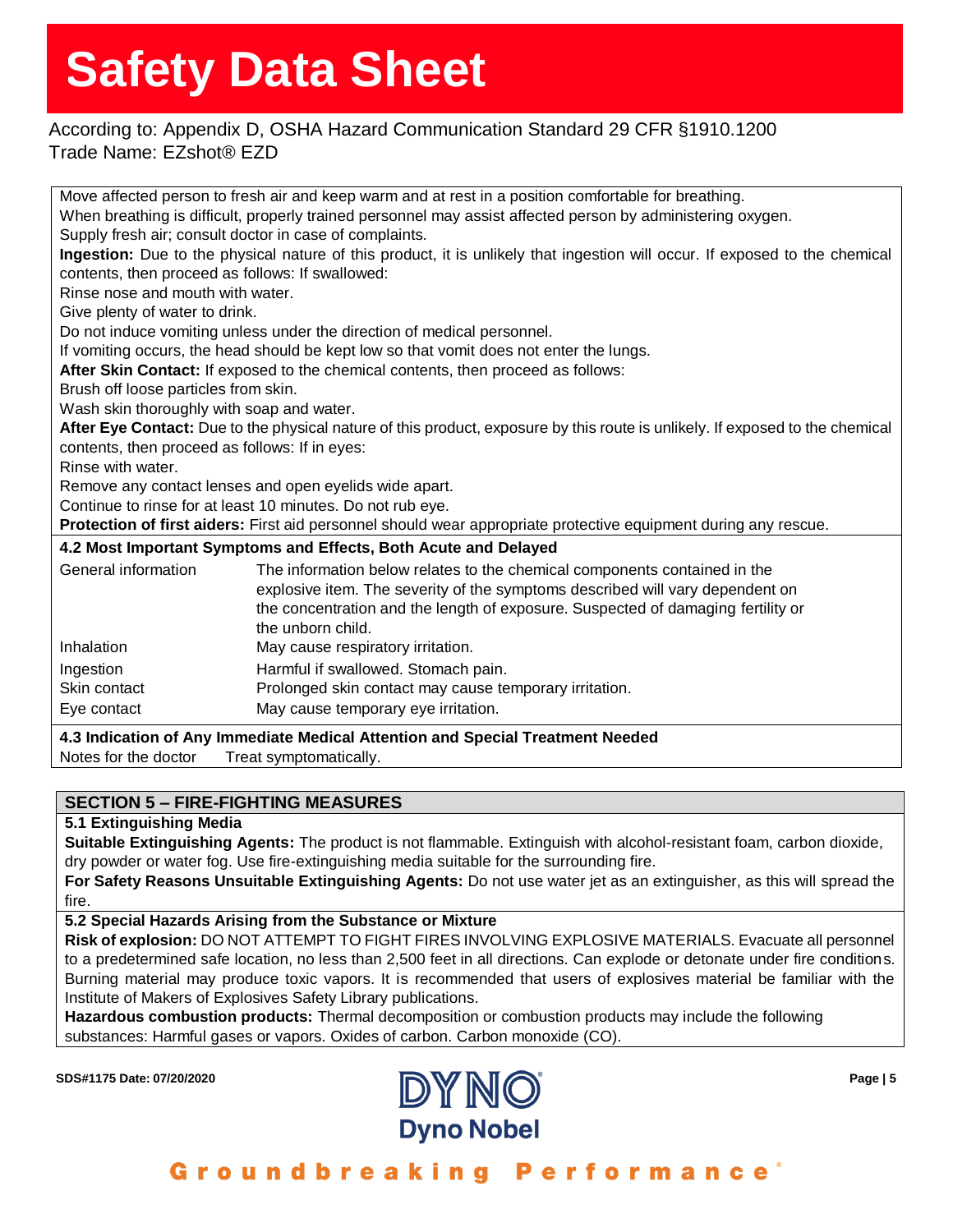Move affected person to fresh air and keep warm and at rest in a position comfortable for breathing.
When breathing is difficult, properly trained personnel may assist affected person by administering oxygen.
Supply fresh air; consult doctor in case of complaints.

**Ingestion:** Due to the physical nature of this product, it is unlikely that ingestion will occur. If exposed to the chemical contents, then proceed as follows: If swallowed:
Rinse nose and mouth with water.
Give plenty of water to drink.
Do not induce vomiting unless under the direction of medical personnel.
If vomiting occurs, the head should be kept low so that vomit does not enter the lungs.

**After Skin Contact:** If exposed to the chemical contents, then proceed as follows:
Brush off loose particles from skin.
Wash skin thoroughly with soap and water.

**After Eye Contact:** Due to the physical nature of this product, exposure by this route is unlikely. If exposed to the chemical contents, then proceed as follows: If in eyes:
Rinse with water.
Remove any contact lenses and open eyelids wide apart.
Continue to rinse for at least 10 minutes. Do not rub eye.

**Protection of first aiders:** First aid personnel should wear appropriate protective equipment during any rescue.

### 4.2 Most Important Symptoms and Effects, Both Acute and Delayed

| | |
|---|---|
| General information | The information below relates to the chemical components contained in the explosive item. The severity of the symptoms described will vary dependent on the concentration and the length of exposure. Suspected of damaging fertility or the unborn child. |
| Inhalation | May cause respiratory irritation. |
| Ingestion | Harmful if swallowed. Stomach pain. |
| Skin contact | Prolonged skin contact may cause temporary irritation. |
| Eye contact | May cause temporary eye irritation. |

### 4.3 Indication of Any Immediate Medical Attention and Special Treatment Needed

Notes for the doctor Treat symptomatically.

## SECTION 5 – FIRE-FIGHTING MEASURES

### 5.1 Extinguishing Media

**Suitable Extinguishing Agents:** The product is not flammable. Extinguish with alcohol-resistant foam, carbon dioxide, dry powder or water fog. Use fire-extinguishing media suitable for the surrounding fire.

**For Safety Reasons Unsuitable Extinguishing Agents:** Do not use water jet as an extinguisher, as this will spread the fire.

### 5.2 Special Hazards Arising from the Substance or Mixture

**Risk of explosion:** DO NOT ATTEMPT TO FIGHT FIRES INVOLVING EXPLOSIVE MATERIALS. Evacuate all personnel to a predetermined safe location, no less than 2,500 feet in all directions. Can explode or detonate under fire conditions. Burning material may produce toxic vapors. It is recommended that users of explosives material be familiar with the Institute of Makers of Explosives Safety Library publications.

**Hazardous combustion products:** Thermal decomposition or combustion products may include the following substances: Harmful gases or vapors. Oxides of carbon. Carbon monoxide (CO).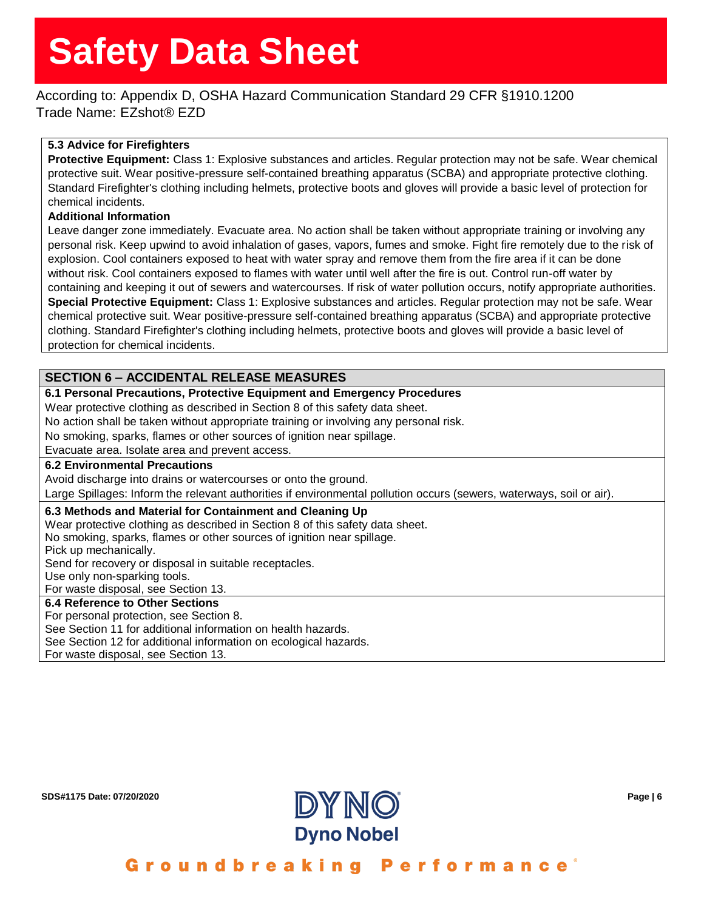### 5.3 Advice for Firefighters

**Protective Equipment:** Class 1: Explosive substances and articles. Regular protection may not be safe. Wear chemical protective suit. Wear positive-pressure self-contained breathing apparatus (SCBA) and appropriate protective clothing. Standard Firefighter's clothing including helmets, protective boots and gloves will provide a basic level of protection for chemical incidents.

**Additional Information**

Leave danger zone immediately. Evacuate area. No action shall be taken without appropriate training or involving any personal risk. Keep upwind to avoid inhalation of gases, vapors, fumes and smoke. Fight fire remotely due to the risk of explosion. Cool containers exposed to heat with water spray and remove them from the fire area if it can be done without risk. Cool containers exposed to flames with water until well after the fire is out. Control run-off water by containing and keeping it out of sewers and watercourses. If risk of water pollution occurs, notify appropriate authorities.

**Special Protective Equipment:** Class 1: Explosive substances and articles. Regular protection may not be safe. Wear chemical protective suit. Wear positive-pressure self-contained breathing apparatus (SCBA) and appropriate protective clothing. Standard Firefighter's clothing including helmets, protective boots and gloves will provide a basic level of protection for chemical incidents.

## SECTION 6 – ACCIDENTAL RELEASE MEASURES

### 6.1 Personal Precautions, Protective Equipment and Emergency Procedures

Wear protective clothing as described in Section 8 of this safety data sheet.
No action shall be taken without appropriate training or involving any personal risk.
No smoking, sparks, flames or other sources of ignition near spillage.
Evacuate area. Isolate area and prevent access.

### 6.2 Environmental Precautions

Avoid discharge into drains or watercourses or onto the ground.
Large Spillages: Inform the relevant authorities if environmental pollution occurs (sewers, waterways, soil or air).

### 6.3 Methods and Material for Containment and Cleaning Up

Wear protective clothing as described in Section 8 of this safety data sheet.
No smoking, sparks, flames or other sources of ignition near spillage.
Pick up mechanically.
Send for recovery or disposal in suitable receptacles.
Use only non-sparking tools.
For waste disposal, see Section 13.

### 6.4 Reference to Other Sections

For personal protection, see Section 8.
See Section 11 for additional information on health hazards.
See Section 12 for additional information on ecological hazards.
For waste disposal, see Section 13.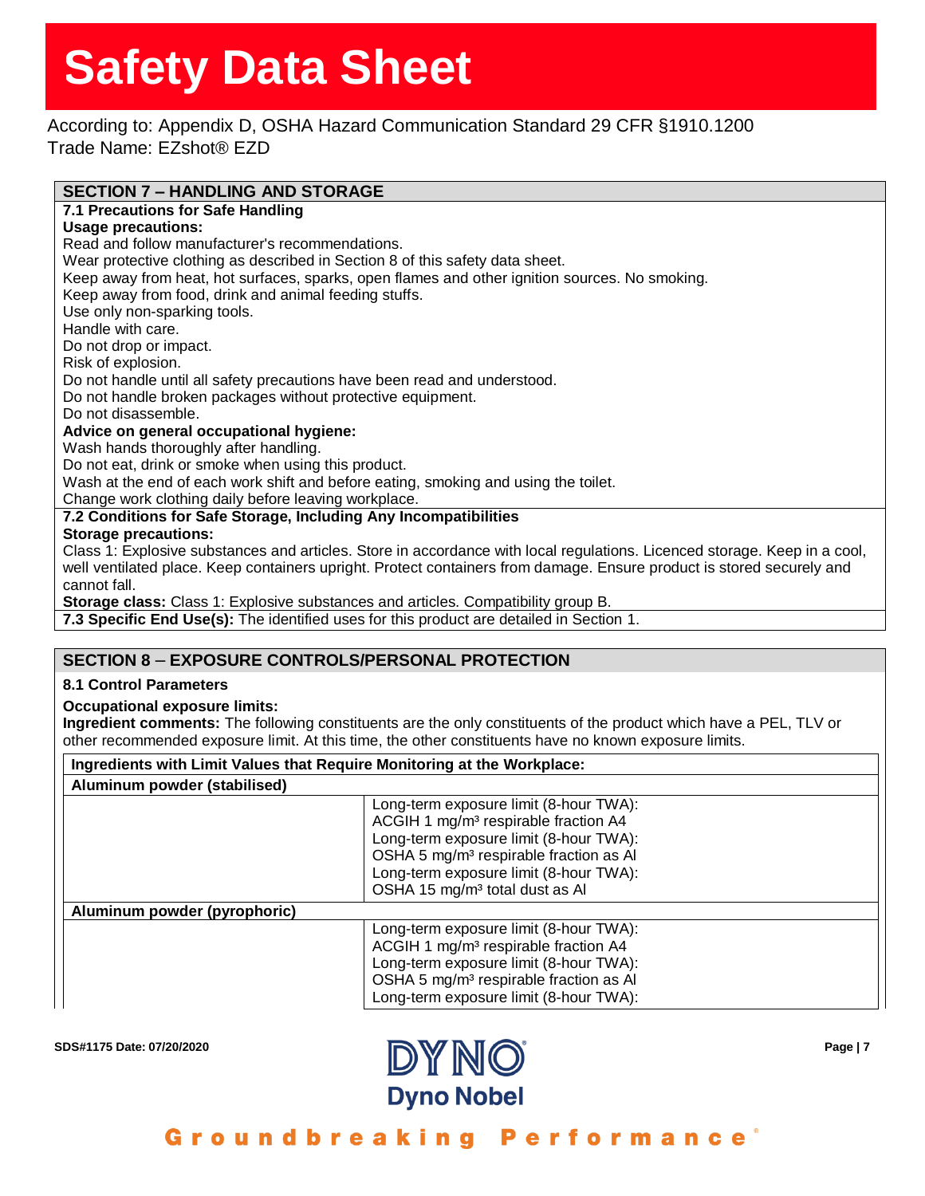# Safety Data Sheet

According to: Appendix D, OSHA Hazard Communication Standard 29 CFR §1910.1200
Trade Name: EZshot® EZD

## SECTION 7 – HANDLING AND STORAGE

### 7.1 Precautions for Safe Handling

**Usage precautions:**
Read and follow manufacturer's recommendations.
Wear protective clothing as described in Section 8 of this safety data sheet.
Keep away from heat, hot surfaces, sparks, open flames and other ignition sources. No smoking.
Keep away from food, drink and animal feeding stuffs.
Use only non-sparking tools.
Handle with care.
Do not drop or impact.
Risk of explosion.
Do not handle until all safety precautions have been read and understood.
Do not handle broken packages without protective equipment.
Do not disassemble.

**Advice on general occupational hygiene:**
Wash hands thoroughly after handling.
Do not eat, drink or smoke when using this product.
Wash at the end of each work shift and before eating, smoking and using the toilet.
Change work clothing daily before leaving workplace.

### 7.2 Conditions for Safe Storage, Including Any Incompatibilities

**Storage precautions:**
Class 1: Explosive substances and articles. Store in accordance with local regulations. Licenced storage. Keep in a cool, well ventilated place. Keep containers upright. Protect containers from damage. Ensure product is stored securely and cannot fall.

**Storage class:** Class 1: Explosive substances and articles. Compatibility group B.

**7.3 Specific End Use(s):** The identified uses for this product are detailed in Section 1.

## SECTION 8 – EXPOSURE CONTROLS/PERSONAL PROTECTION

### 8.1 Control Parameters

**Occupational exposure limits:**
**Ingredient comments:** The following constituents are the only constituents of the product which have a PEL, TLV or other recommended exposure limit. At this time, the other constituents have no known exposure limits.

| Ingredients with Limit Values that Require Monitoring at the Workplace: | |
|---|---|
| **Aluminum powder (stabilised)** | |
| | Long-term exposure limit (8-hour TWA): ACGIH 1 mg/m³ respirable fraction A4<br>Long-term exposure limit (8-hour TWA): OSHA 5 mg/m³ respirable fraction as Al<br>Long-term exposure limit (8-hour TWA): OSHA 15 mg/m³ total dust as Al |
| **Aluminum powder (pyrophoric)** | |
| | Long-term exposure limit (8-hour TWA): ACGIH 1 mg/m³ respirable fraction A4<br>Long-term exposure limit (8-hour TWA): OSHA 5 mg/m³ respirable fraction as Al<br>Long-term exposure limit (8-hour TWA): |

SDS#1175 Date: 07/20/2020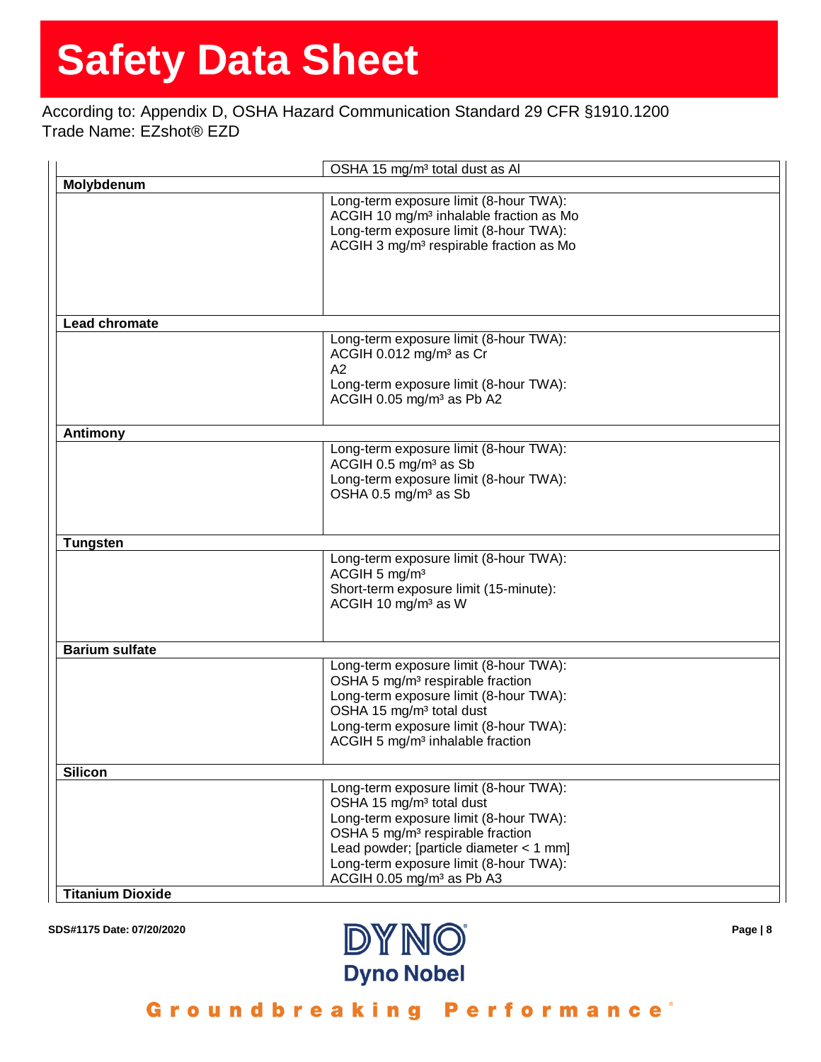| | |
|---|---|
| | OSHA 15 mg/m³ total dust as Al |
| **Molybdenum** | |
| | Long-term exposure limit (8-hour TWA): ACGIH 10 mg/m³ inhalable fraction as Mo<br>Long-term exposure limit (8-hour TWA): ACGIH 3 mg/m³ respirable fraction as Mo |
| **Lead chromate** | |
| | Long-term exposure limit (8-hour TWA): ACGIH 0.012 mg/m³ as Cr A2<br>Long-term exposure limit (8-hour TWA): ACGIH 0.05 mg/m³ as Pb A2 |
| **Antimony** | |
| | Long-term exposure limit (8-hour TWA): ACGIH 0.5 mg/m³ as Sb<br>Long-term exposure limit (8-hour TWA): OSHA 0.5 mg/m³ as Sb |
| **Tungsten** | |
| | Long-term exposure limit (8-hour TWA): ACGIH 5 mg/m³<br>Short-term exposure limit (15-minute): ACGIH 10 mg/m³ as W |
| **Barium sulfate** | |
| | Long-term exposure limit (8-hour TWA): OSHA 5 mg/m³ respirable fraction<br>Long-term exposure limit (8-hour TWA): OSHA 15 mg/m³ total dust<br>Long-term exposure limit (8-hour TWA): ACGIH 5 mg/m³ inhalable fraction |
| **Silicon** | |
| | Long-term exposure limit (8-hour TWA): OSHA 15 mg/m³ total dust<br>Long-term exposure limit (8-hour TWA): OSHA 5 mg/m³ respirable fraction<br>Lead powder; [particle diameter < 1 mm]<br>Long-term exposure limit (8-hour TWA): ACGIH 0.05 mg/m³ as Pb A3 |
| **Titanium Dioxide** | |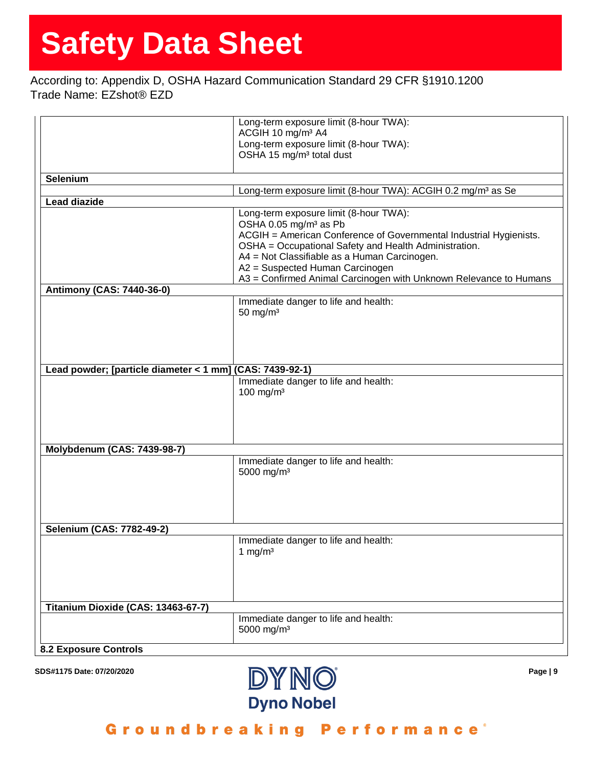| | |
|---|---|
| | Long-term exposure limit (8-hour TWA): ACGIH 10 mg/m³ A4<br>Long-term exposure limit (8-hour TWA): OSHA 15 mg/m³ total dust |
| **Selenium** | |
| | Long-term exposure limit (8-hour TWA): ACGIH 0.2 mg/m³ as Se |
| **Lead diazide** | |
| | Long-term exposure limit (8-hour TWA): OSHA 0.05 mg/m³ as Pb<br>ACGIH = American Conference of Governmental Industrial Hygienists.<br>OSHA = Occupational Safety and Health Administration.<br>A4 = Not Classifiable as a Human Carcinogen.<br>A2 = Suspected Human Carcinogen<br>A3 = Confirmed Animal Carcinogen with Unknown Relevance to Humans |
| **Antimony (CAS: 7440-36-0)** | |
| | Immediate danger to life and health: 50 mg/m³ |
| **Lead powder; [particle diameter < 1 mm] (CAS: 7439-92-1)** | |
| | Immediate danger to life and health: 100 mg/m³ |
| **Molybdenum (CAS: 7439-98-7)** | |
| | Immediate danger to life and health: 5000 mg/m³ |
| **Selenium (CAS: 7782-49-2)** | |
| | Immediate danger to life and health: 1 mg/m³ |
| **Titanium Dioxide (CAS: 13463-67-7)** | |
| | Immediate danger to life and health: 5000 mg/m³ |

**8.2 Exposure Controls**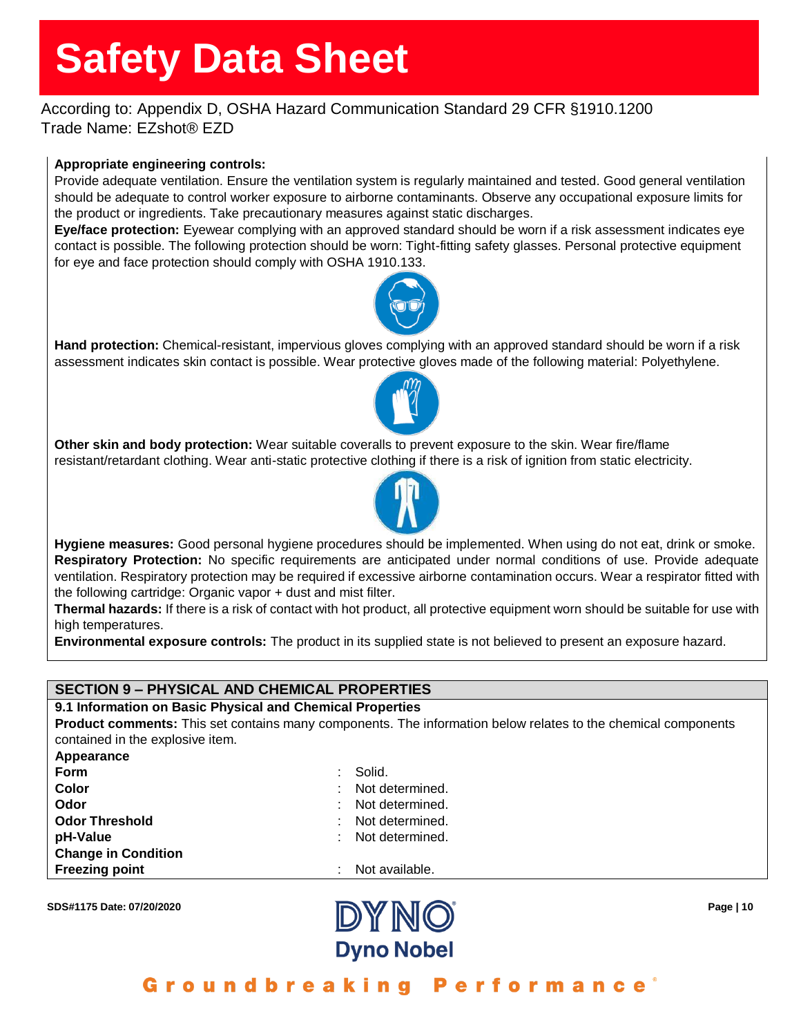**Appropriate engineering controls:**
Provide adequate ventilation. Ensure the ventilation system is regularly maintained and tested. Good general ventilation should be adequate to control worker exposure to airborne contaminants. Observe any occupational exposure limits for the product or ingredients. Take precautionary measures against static discharges.

**Eye/face protection:** Eyewear complying with an approved standard should be worn if a risk assessment indicates eye contact is possible. The following protection should be worn: Tight-fitting safety glasses. Personal protective equipment for eye and face protection should comply with OSHA 1910.133.

**Hand protection:** Chemical-resistant, impervious gloves complying with an approved standard should be worn if a risk assessment indicates skin contact is possible. Wear protective gloves made of the following material: Polyethylene.

**Other skin and body protection:** Wear suitable coveralls to prevent exposure to the skin. Wear fire/flame resistant/retardant clothing. Wear anti-static protective clothing if there is a risk of ignition from static electricity.

**Hygiene measures:** Good personal hygiene procedures should be implemented. When using do not eat, drink or smoke.

**Respiratory Protection:** No specific requirements are anticipated under normal conditions of use. Provide adequate ventilation. Respiratory protection may be required if excessive airborne contamination occurs. Wear a respirator fitted with the following cartridge: Organic vapor + dust and mist filter.

**Thermal hazards:** If there is a risk of contact with hot product, all protective equipment worn should be suitable for use with high temperatures.

**Environmental exposure controls:** The product in its supplied state is not believed to present an exposure hazard.

## SECTION 9 – PHYSICAL AND CHEMICAL PROPERTIES

**9.1 Information on Basic Physical and Chemical Properties**

**Product comments:** This set contains many components. The information below relates to the chemical components contained in the explosive item.

**Appearance**

| | |
|---|---|
| **Form** | : Solid. |
| **Color** | : Not determined. |
| **Odor** | : Not determined. |
| **Odor Threshold** | : Not determined. |
| **pH-Value** | : Not determined. |

**Change in Condition**

| | |
|---|---|
| **Freezing point** | : Not available. |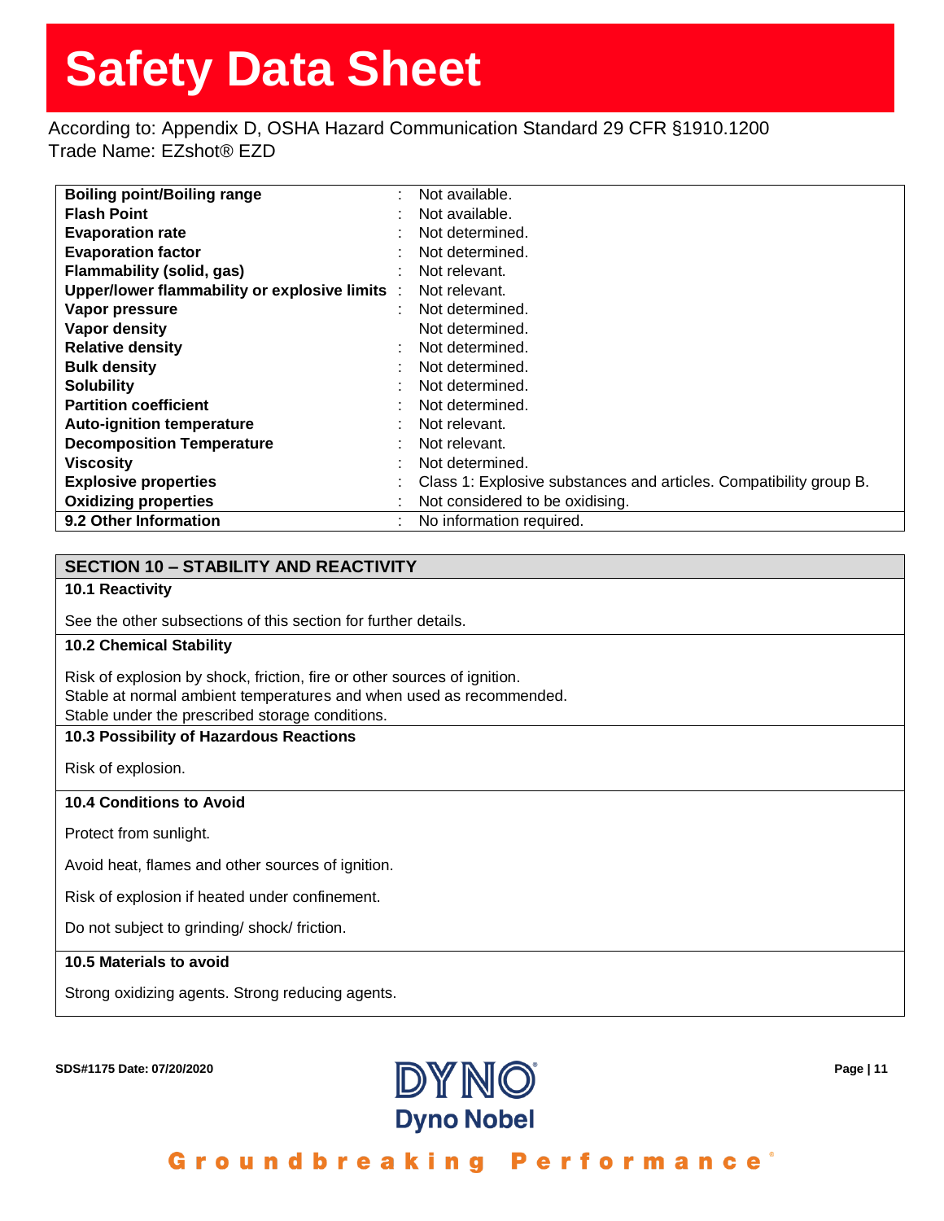| Property | | Value |
|---|---|---|
| **Boiling point/Boiling range** | : | Not available. |
| **Flash Point** | : | Not available. |
| **Evaporation rate** | : | Not determined. |
| **Evaporation factor** | : | Not determined. |
| **Flammability (solid, gas)** | : | Not relevant. |
| **Upper/lower flammability or explosive limits** | : | Not relevant. |
| **Vapor pressure** | : | Not determined. |
| **Vapor density** | | Not determined. |
| **Relative density** | : | Not determined. |
| **Bulk density** | : | Not determined. |
| **Solubility** | : | Not determined. |
| **Partition coefficient** | : | Not determined. |
| **Auto-ignition temperature** | : | Not relevant. |
| **Decomposition Temperature** | : | Not relevant. |
| **Viscosity** | : | Not determined. |
| **Explosive properties** | : | Class 1: Explosive substances and articles. Compatibility group B. |
| **Oxidizing properties** | : | Not considered to be oxidising. |
| **9.2 Other Information** | : | No information required. |

## SECTION 10 – STABILITY AND REACTIVITY

### 10.1 Reactivity

See the other subsections of this section for further details.

### 10.2 Chemical Stability

Risk of explosion by shock, friction, fire or other sources of ignition.
Stable at normal ambient temperatures and when used as recommended.
Stable under the prescribed storage conditions.

### 10.3 Possibility of Hazardous Reactions

Risk of explosion.

### 10.4 Conditions to Avoid

Protect from sunlight.

Avoid heat, flames and other sources of ignition.

Risk of explosion if heated under confinement.

Do not subject to grinding/ shock/ friction.

### 10.5 Materials to avoid

Strong oxidizing agents. Strong reducing agents.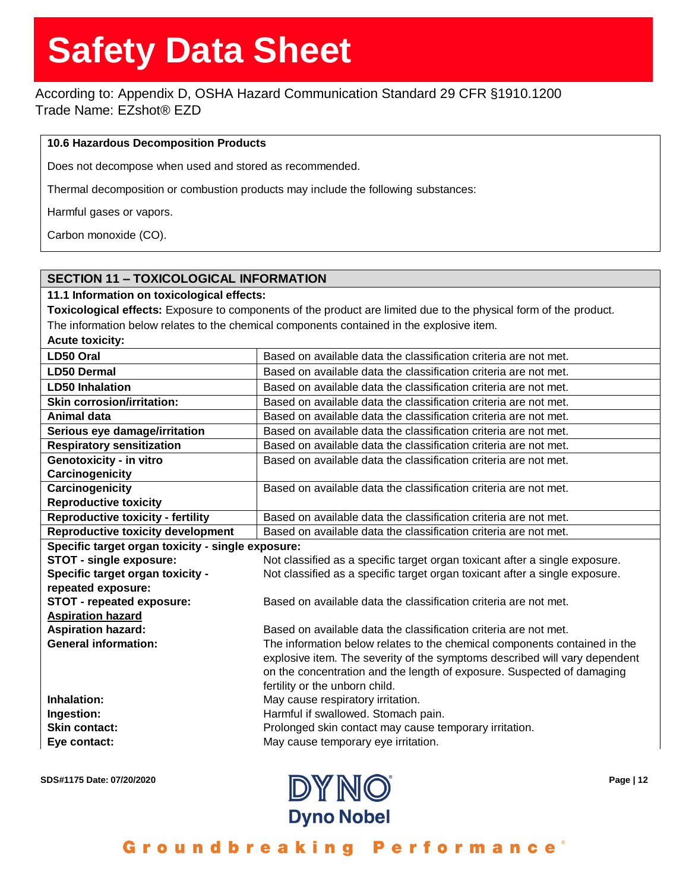### 10.6 Hazardous Decomposition Products

Does not decompose when used and stored as recommended.

Thermal decomposition or combustion products may include the following substances:

Harmful gases or vapors.

Carbon monoxide (CO).

## SECTION 11 – TOXICOLOGICAL INFORMATION

**11.1 Information on toxicological effects:**

**Toxicological effects:** Exposure to components of the product are limited due to the physical form of the product. The information below relates to the chemical components contained in the explosive item.

**Acute toxicity:**

| | |
|---|---|
| **LD50 Oral** | Based on available data the classification criteria are not met. |
| **LD50 Dermal** | Based on available data the classification criteria are not met. |
| **LD50 Inhalation** | Based on available data the classification criteria are not met. |
| **Skin corrosion/irritation:** | Based on available data the classification criteria are not met. |
| **Animal data** | Based on available data the classification criteria are not met. |
| **Serious eye damage/irritation** | Based on available data the classification criteria are not met. |
| **Respiratory sensitization** | Based on available data the classification criteria are not met. |
| **Genotoxicity - in vitro Carcinogenicity** | Based on available data the classification criteria are not met. |
| **Carcinogenicity Reproductive toxicity** | Based on available data the classification criteria are not met. |
| **Reproductive toxicity - fertility** | Based on available data the classification criteria are not met. |
| **Reproductive toxicity development** | Based on available data the classification criteria are not met. |

**Specific target organ toxicity - single exposure:**

| | |
|---|---|
| **STOT - single exposure:** | Not classified as a specific target organ toxicant after a single exposure. |
| **Specific target organ toxicity - repeated exposure:** | Not classified as a specific target organ toxicant after a single exposure. |
| **STOT - repeated exposure:** | Based on available data the classification criteria are not met. |

**Aspiration hazard**

| | |
|---|---|
| **Aspiration hazard:** | Based on available data the classification criteria are not met. |
| **General information:** | The information below relates to the chemical components contained in the explosive item. The severity of the symptoms described will vary dependent on the concentration and the length of exposure. Suspected of damaging fertility or the unborn child. |
| **Inhalation:** | May cause respiratory irritation. |
| **Ingestion:** | Harmful if swallowed. Stomach pain. |
| **Skin contact:** | Prolonged skin contact may cause temporary irritation. |
| **Eye contact:** | May cause temporary eye irritation. |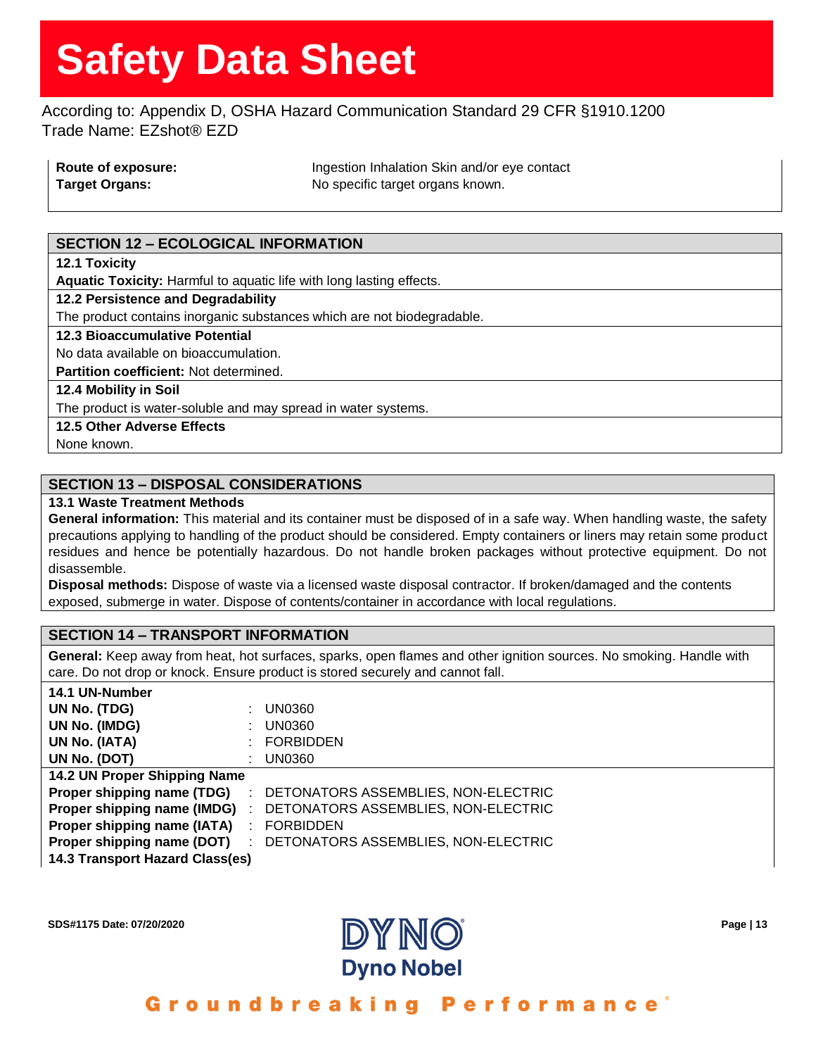| | |
|---|---|
| **Route of exposure:** | Ingestion Inhalation Skin and/or eye contact |
| **Target Organs:** | No specific target organs known. |

## SECTION 12 – ECOLOGICAL INFORMATION

**12.1 Toxicity**

**Aquatic Toxicity:** Harmful to aquatic life with long lasting effects.

**12.2 Persistence and Degradability**

The product contains inorganic substances which are not biodegradable.

**12.3 Bioaccumulative Potential**

No data available on bioaccumulation.

**Partition coefficient:** Not determined.

**12.4 Mobility in Soil**

The product is water-soluble and may spread in water systems.

**12.5 Other Adverse Effects**

None known.

## SECTION 13 – DISPOSAL CONSIDERATIONS

**13.1 Waste Treatment Methods**

**General information:** This material and its container must be disposed of in a safe way. When handling waste, the safety precautions applying to handling of the product should be considered. Empty containers or liners may retain some product residues and hence be potentially hazardous. Do not handle broken packages without protective equipment. Do not disassemble.

**Disposal methods:** Dispose of waste via a licensed waste disposal contractor. If broken/damaged and the contents exposed, submerge in water. Dispose of contents/container in accordance with local regulations.

## SECTION 14 – TRANSPORT INFORMATION

**General:** Keep away from heat, hot surfaces, sparks, open flames and other ignition sources. No smoking. Handle with care. Do not drop or knock. Ensure product is stored securely and cannot fall.

**14.1 UN-Number**

| | | |
|---|---|---|
| **UN No. (TDG)** | : | UN0360 |
| **UN No. (IMDG)** | : | UN0360 |
| **UN No. (IATA)** | : | FORBIDDEN |
| **UN No. (DOT)** | : | UN0360 |

**14.2 UN Proper Shipping Name**

| | | |
|---|---|---|
| **Proper shipping name (TDG)** | : | DETONATORS ASSEMBLIES, NON-ELECTRIC |
| **Proper shipping name (IMDG)** | : | DETONATORS ASSEMBLIES, NON-ELECTRIC |
| **Proper shipping name (IATA)** | : | FORBIDDEN |
| **Proper shipping name (DOT)** | : | DETONATORS ASSEMBLIES, NON-ELECTRIC |

**14.3 Transport Hazard Class(es)**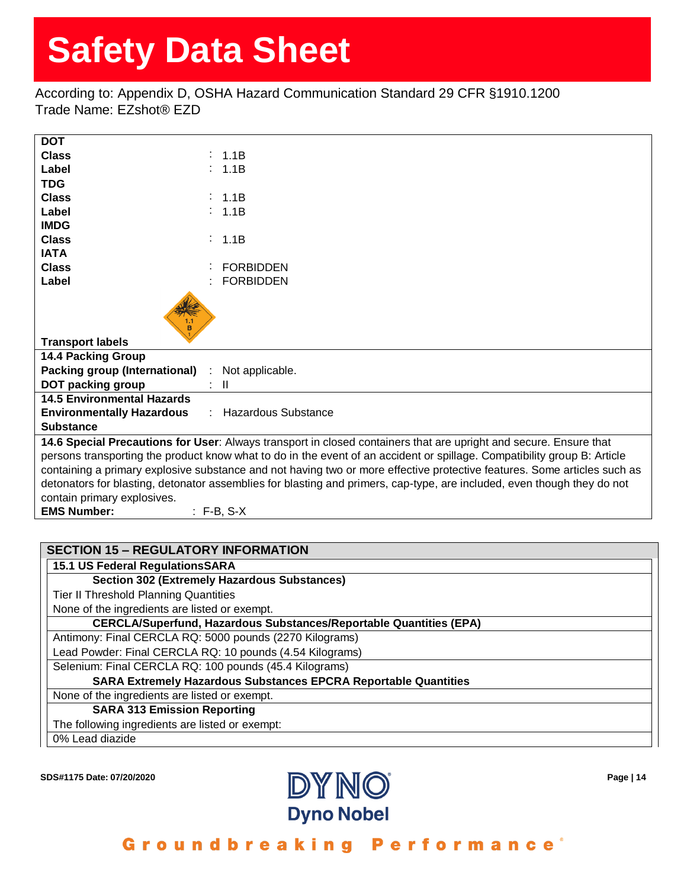| DOT | |
|---|---|
| Class | : 1.1B |
| Label | : 1.1B |
| TDG | |
| Class | : 1.1B |
| Label | : 1.1B |
| IMDG | |
| Class | : 1.1B |
| IATA | |
| Class | : FORBIDDEN |
| Label | : FORBIDDEN |
| Transport labels | |

**14.4 Packing Group**

| | |
|---|---|
| **Packing group (International)** | : Not applicable. |
| **DOT packing group** | : II |

**14.5 Environmental Hazards**

| | |
|---|---|
| **Environmentally Hazardous Substance** | : Hazardous Substance |

**14.6 Special Precautions for User**: Always transport in closed containers that are upright and secure. Ensure that persons transporting the product know what to do in the event of an accident or spillage. Compatibility group B: Article containing a primary explosive substance and not having two or more effective protective features. Some articles such as detonators for blasting, detonator assemblies for blasting and primers, cap-type, are included, even though they do not contain primary explosives.

**EMS Number:** : F-B, S-X

## SECTION 15 – REGULATORY INFORMATION

### 15.1 US Federal RegulationsSARA

**Section 302 (Extremely Hazardous Substances)**

Tier II Threshold Planning Quantities

None of the ingredients are listed or exempt.

**CERCLA/Superfund, Hazardous Substances/Reportable Quantities (EPA)**

Antimony: Final CERCLA RQ: 5000 pounds (2270 Kilograms)

Lead Powder: Final CERCLA RQ: 10 pounds (4.54 Kilograms)

Selenium: Final CERCLA RQ: 100 pounds (45.4 Kilograms)

**SARA Extremely Hazardous Substances EPCRA Reportable Quantities**

None of the ingredients are listed or exempt.

**SARA 313 Emission Reporting**

The following ingredients are listed or exempt:

0% Lead diazide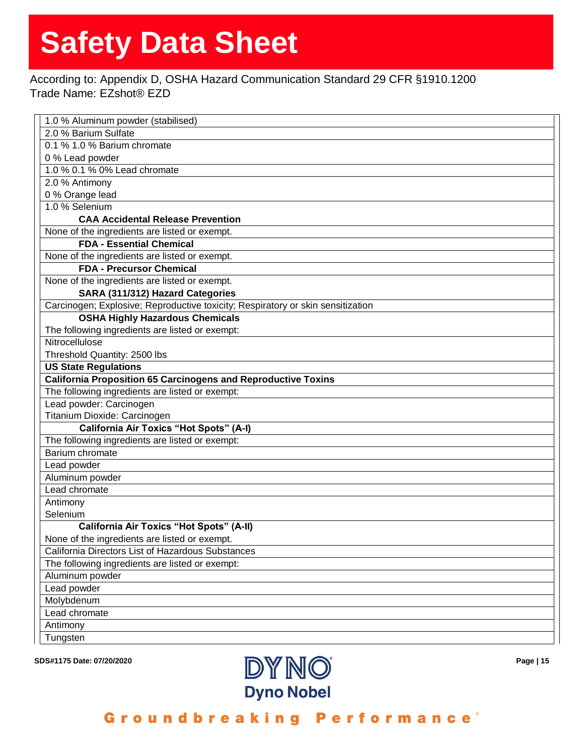Safety Data Sheet

According to: Appendix D, OSHA Hazard Communication Standard 29 CFR §1910.1200
Trade Name: EZshot® EZD

| |
|---|
| 1.0 % Aluminum powder (stabilised) |
| 2.0 % Barium Sulfate |
| 0.1 % 1.0 % Barium chromate<br>0 % Lead powder |
| 1.0 % 0.1 % 0% Lead chromate |
| 2.0 % Antimony<br>0 % Orange lead<br>1.0 % Selenium |
| **CAA Accidental Release Prevention** |
| None of the ingredients are listed or exempt. |
| **FDA - Essential Chemical** |
| None of the ingredients are listed or exempt. |
| **FDA - Precursor Chemical** |
| None of the ingredients are listed or exempt. |
| **SARA (311/312) Hazard Categories** |
| Carcinogen; Explosive; Reproductive toxicity; Respiratory or skin sensitization |
| **OSHA Highly Hazardous Chemicals** |
| The following ingredients are listed or exempt: |
| Nitrocellulose<br>Threshold Quantity: 2500 lbs |
| **US State Regulations** |
| **California Proposition 65 Carcinogens and Reproductive Toxins** |
| The following ingredients are listed or exempt: |
| Lead powder: Carcinogen<br>Titanium Dioxide: Carcinogen |
| **California Air Toxics "Hot Spots" (A-I)** |
| The following ingredients are listed or exempt: |
| Barium chromate |
| Lead powder |
| Aluminum powder |
| Lead chromate |
| Antimony<br>Selenium |
| **California Air Toxics "Hot Spots" (A-II)** |
| None of the ingredients are listed or exempt. |
| California Directors List of Hazardous Substances |
| The following ingredients are listed or exempt: |
| Aluminum powder |
| Lead powder |
| Molybdenum |
| Lead chromate |
| Antimony |
| Tungsten |

SDS#1175 Date: 07/20/2020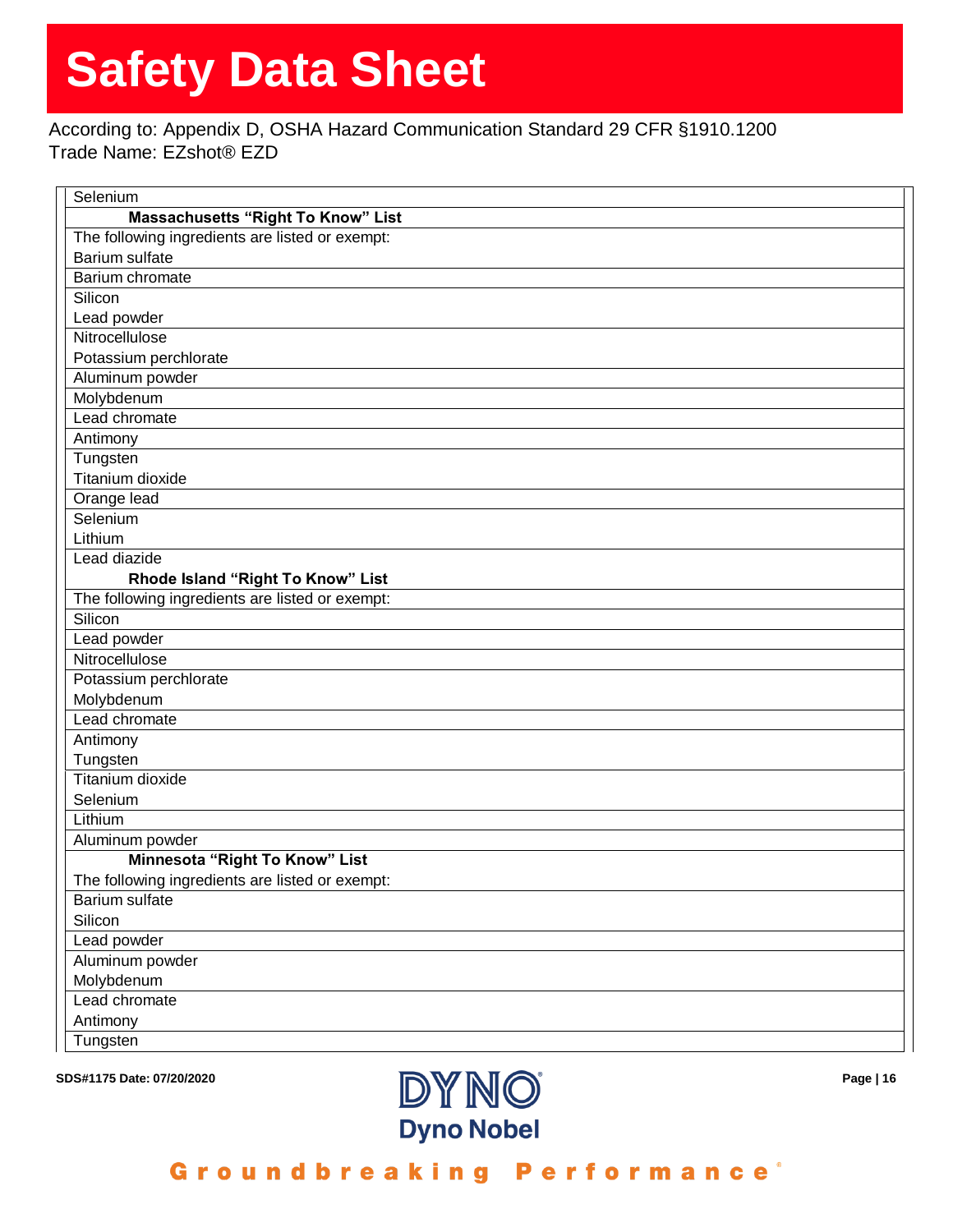| Selenium |
|---|
| **Massachusetts “Right To Know” List** |
| The following ingredients are listed or exempt: |
| Barium sulfate |
| Barium chromate |
| Silicon |
| Lead powder |
| Nitrocellulose |
| Potassium perchlorate |
| Aluminum powder |
| Molybdenum |
| Lead chromate |
| Antimony |
| Tungsten |
| Titanium dioxide |
| Orange lead |
| Selenium |
| Lithium |
| Lead diazide |
| **Rhode Island “Right To Know” List** |
| The following ingredients are listed or exempt: |
| Silicon |
| Lead powder |
| Nitrocellulose |
| Potassium perchlorate |
| Molybdenum |
| Lead chromate |
| Antimony |
| Tungsten |
| Titanium dioxide |
| Selenium |
| Lithium |
| Aluminum powder |
| **Minnesota “Right To Know” List** |
| The following ingredients are listed or exempt: |
| Barium sulfate |
| Silicon |
| Lead powder |
| Aluminum powder |
| Molybdenum |
| Lead chromate |
| Antimony |
| Tungsten |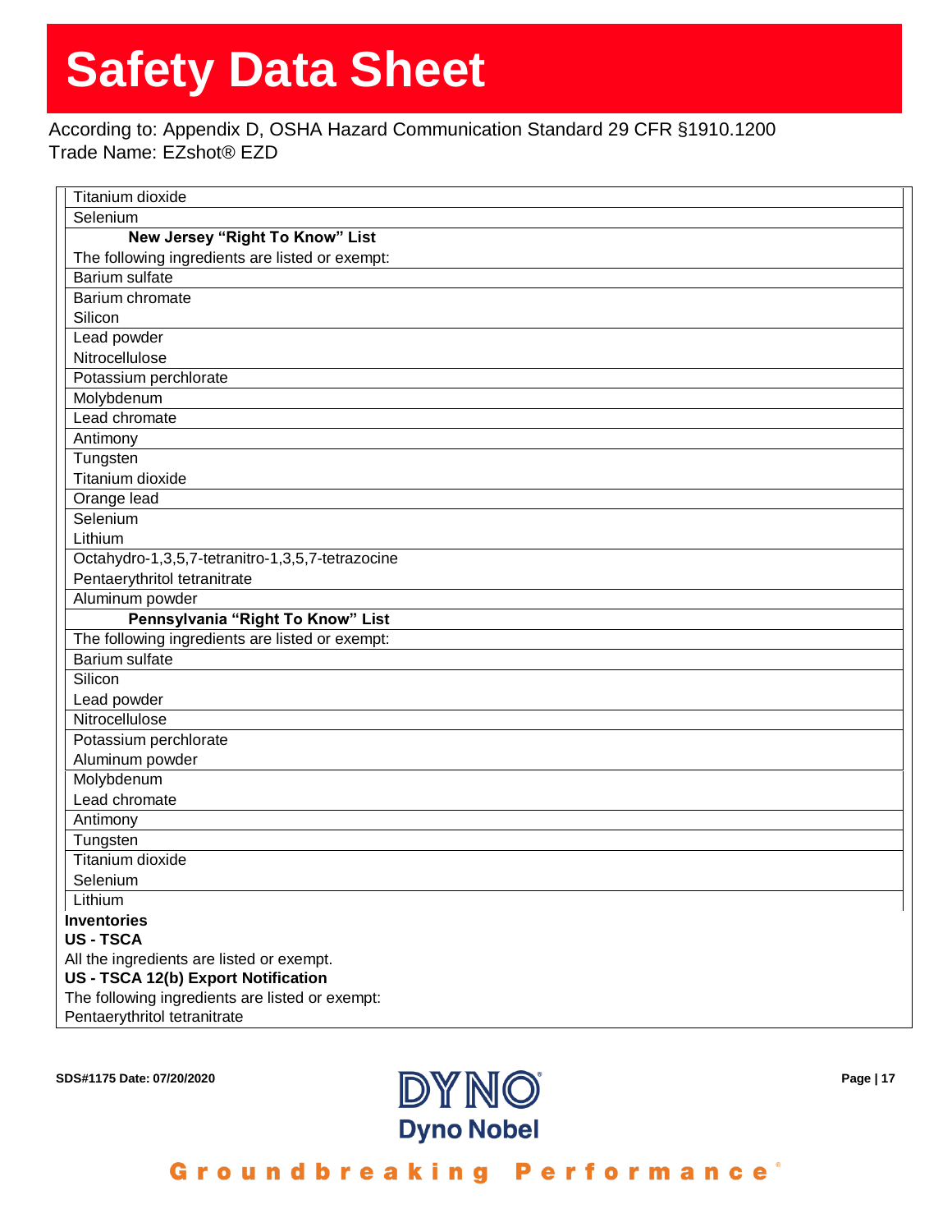| Titanium dioxide |
|---|
| Selenium |
| **New Jersey "Right To Know" List** |
| The following ingredients are listed or exempt: |
| Barium sulfate |
| Barium chromate |
| Silicon |
| Lead powder |
| Nitrocellulose |
| Potassium perchlorate |
| Molybdenum |
| Lead chromate |
| Antimony |
| Tungsten |
| Titanium dioxide |
| Orange lead |
| Selenium |
| Lithium |
| Octahydro-1,3,5,7-tetranitro-1,3,5,7-tetrazocine |
| Pentaerythritol tetranitrate |
| Aluminum powder |
| **Pennsylvania "Right To Know" List** |
| The following ingredients are listed or exempt: |
| Barium sulfate |
| Silicon |
| Lead powder |
| Nitrocellulose |
| Potassium perchlorate |
| Aluminum powder |
| Molybdenum |
| Lead chromate |
| Antimony |
| Tungsten |
| Titanium dioxide |
| Selenium |
| Lithium |

**Inventories**

**US - TSCA**

All the ingredients are listed or exempt.

**US - TSCA 12(b) Export Notification**

The following ingredients are listed or exempt:

Pentaerythritol tetranitrate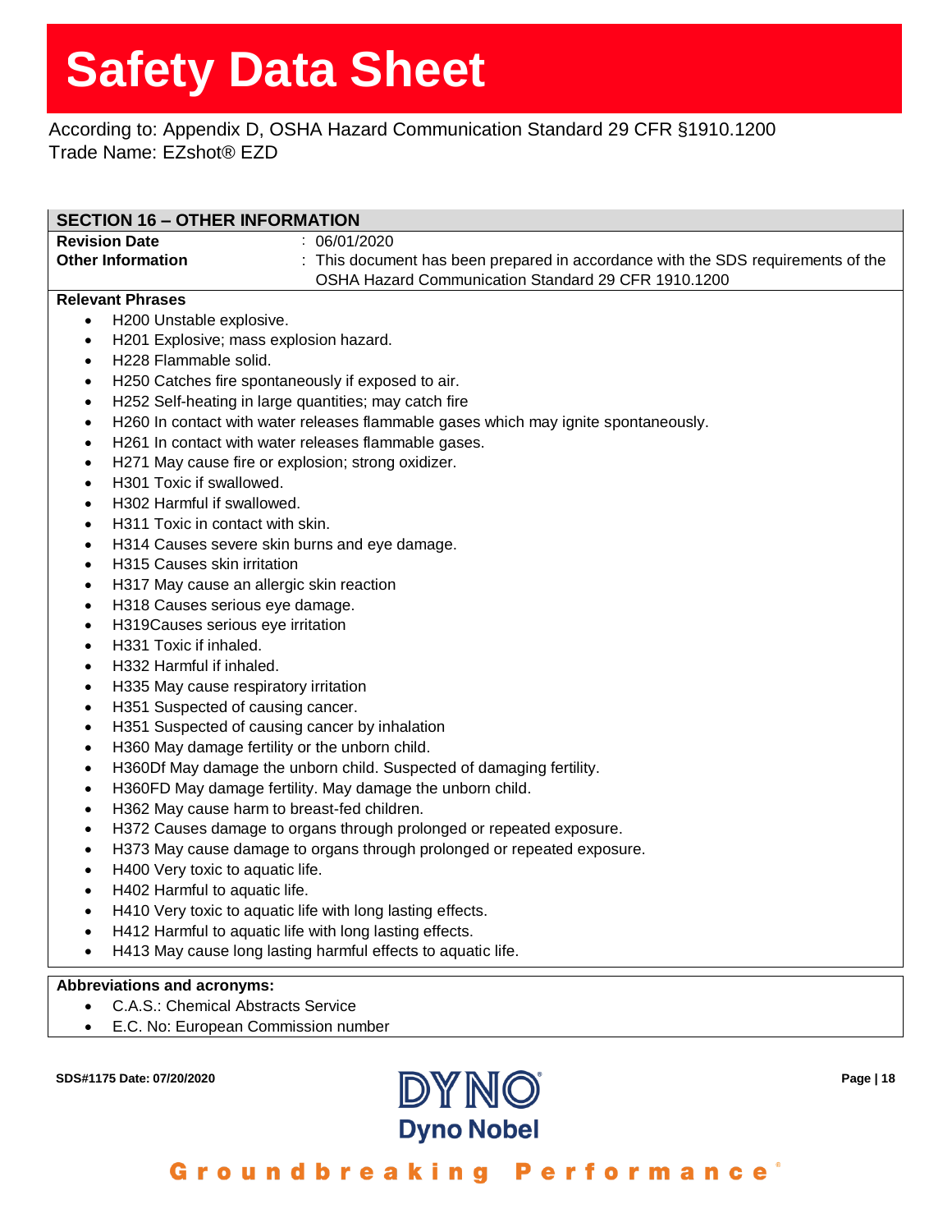# Safety Data Sheet

According to: Appendix D, OSHA Hazard Communication Standard 29 CFR §1910.1200
Trade Name: EZshot® EZD

## SECTION 16 – OTHER INFORMATION

| | |
|---|---|
| **Revision Date** | : 06/01/2020 |
| **Other Information** | : This document has been prepared in accordance with the SDS requirements of the OSHA Hazard Communication Standard 29 CFR 1910.1200 |

**Relevant Phrases**

- H200 Unstable explosive.
- H201 Explosive; mass explosion hazard.
- H228 Flammable solid.
- H250 Catches fire spontaneously if exposed to air.
- H252 Self-heating in large quantities; may catch fire
- H260 In contact with water releases flammable gases which may ignite spontaneously.
- H261 In contact with water releases flammable gases.
- H271 May cause fire or explosion; strong oxidizer.
- H301 Toxic if swallowed.
- H302 Harmful if swallowed.
- H311 Toxic in contact with skin.
- H314 Causes severe skin burns and eye damage.
- H315 Causes skin irritation
- H317 May cause an allergic skin reaction
- H318 Causes serious eye damage.
- H319Causes serious eye irritation
- H331 Toxic if inhaled.
- H332 Harmful if inhaled.
- H335 May cause respiratory irritation
- H351 Suspected of causing cancer.
- H351 Suspected of causing cancer by inhalation
- H360 May damage fertility or the unborn child.
- H360Df May damage the unborn child. Suspected of damaging fertility.
- H360FD May damage fertility. May damage the unborn child.
- H362 May cause harm to breast-fed children.
- H372 Causes damage to organs through prolonged or repeated exposure.
- H373 May cause damage to organs through prolonged or repeated exposure.
- H400 Very toxic to aquatic life.
- H402 Harmful to aquatic life.
- H410 Very toxic to aquatic life with long lasting effects.
- H412 Harmful to aquatic life with long lasting effects.
- H413 May cause long lasting harmful effects to aquatic life.

**Abbreviations and acronyms:**

- C.A.S.: Chemical Abstracts Service
- E.C. No: European Commission number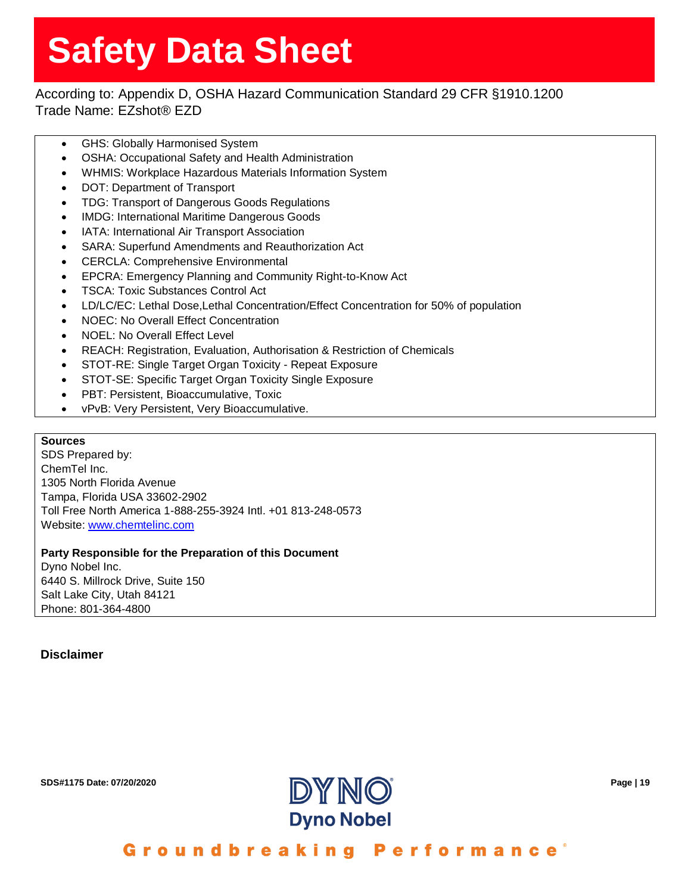# Safety Data Sheet

According to: Appendix D, OSHA Hazard Communication Standard 29 CFR §1910.1200
Trade Name: EZshot® EZD

- GHS: Globally Harmonised System
- OSHA: Occupational Safety and Health Administration
- WHMIS: Workplace Hazardous Materials Information System
- DOT: Department of Transport
- TDG: Transport of Dangerous Goods Regulations
- IMDG: International Maritime Dangerous Goods
- IATA: International Air Transport Association
- SARA: Superfund Amendments and Reauthorization Act
- CERCLA: Comprehensive Environmental
- EPCRA: Emergency Planning and Community Right-to-Know Act
- TSCA: Toxic Substances Control Act
- LD/LC/EC: Lethal Dose,Lethal Concentration/Effect Concentration for 50% of population
- NOEC: No Overall Effect Concentration
- NOEL: No Overall Effect Level
- REACH: Registration, Evaluation, Authorisation & Restriction of Chemicals
- STOT-RE: Single Target Organ Toxicity - Repeat Exposure
- STOT-SE: Specific Target Organ Toxicity Single Exposure
- PBT: Persistent, Bioaccumulative, Toxic
- vPvB: Very Persistent, Very Bioaccumulative.

**Sources**
SDS Prepared by:
ChemTel Inc.
1305 North Florida Avenue
Tampa, Florida USA 33602-2902
Toll Free North America 1-888-255-3924 Intl. +01 813-248-0573
Website: www.chemtelinc.com

**Party Responsible for the Preparation of this Document**
Dyno Nobel Inc.
6440 S. Millrock Drive, Suite 150
Salt Lake City, Utah 84121
Phone: 801-364-4800

**Disclaimer**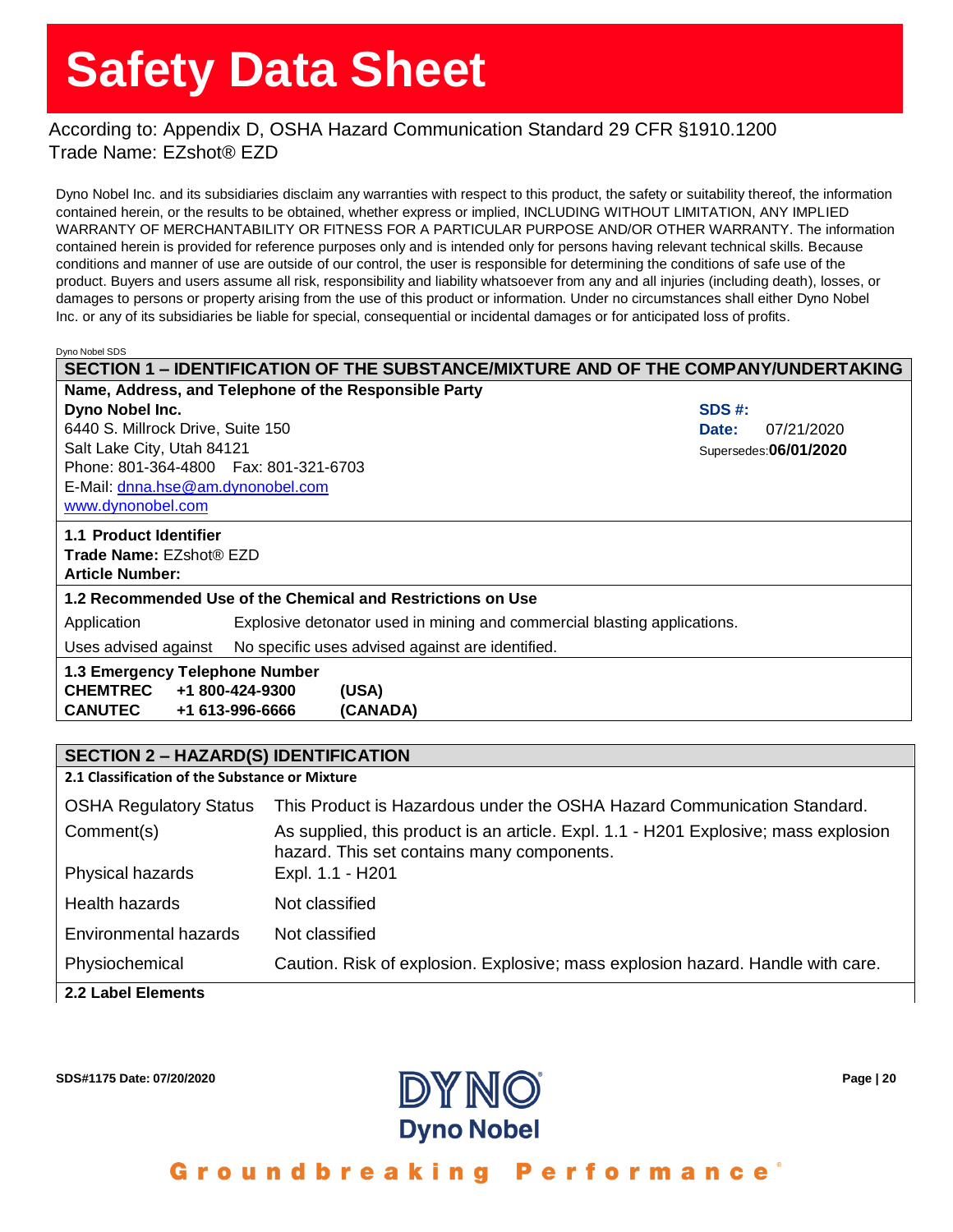# Safety Data Sheet

According to: Appendix D, OSHA Hazard Communication Standard 29 CFR §1910.1200
Trade Name: EZshot® EZD

Dyno Nobel Inc. and its subsidiaries disclaim any warranties with respect to this product, the safety or suitability thereof, the information contained herein, or the results to be obtained, whether express or implied, INCLUDING WITHOUT LIMITATION, ANY IMPLIED WARRANTY OF MERCHANTABILITY OR FITNESS FOR A PARTICULAR PURPOSE AND/OR OTHER WARRANTY. The information contained herein is provided for reference purposes only and is intended only for persons having relevant technical skills. Because conditions and manner of use are outside of our control, the user is responsible for determining the conditions of safe use of the product. Buyers and users assume all risk, responsibility and liability whatsoever from any and all injuries (including death), losses, or damages to persons or property arising from the use of this product or information. Under no circumstances shall either Dyno Nobel Inc. or any of its subsidiaries be liable for special, consequential or incidental damages or for anticipated loss of profits.

Dyno Nobel SDS

## SECTION 1 – IDENTIFICATION OF THE SUBSTANCE/MIXTURE AND OF THE COMPANY/UNDERTAKING

**Name, Address, and Telephone of the Responsible Party**

**Dyno Nobel Inc.**
6440 S. Millrock Drive, Suite 150
Salt Lake City, Utah 84121
Phone: 801-364-4800 Fax: 801-321-6703
E-Mail: dnna.hse@am.dynonobel.com
www.dynonobel.com

**SDS #:**
**Date:** 07/21/2020
Supersedes: **06/01/2020**

**1.1 Product Identifier**
**Trade Name:** EZshot® EZD
**Article Number:**

**1.2 Recommended Use of the Chemical and Restrictions on Use**

| | |
|---|---|
| Application | Explosive detonator used in mining and commercial blasting applications. |
| Uses advised against | No specific uses advised against are identified. |

**1.3 Emergency Telephone Number**

| | | |
|---|---|---|
| **CHEMTREC** | **+1 800-424-9300** | **(USA)** |
| **CANUTEC** | **+1 613-996-6666** | **(CANADA)** |

## SECTION 2 – HAZARD(S) IDENTIFICATION

**2.1 Classification of the Substance or Mixture**

| | |
|---|---|
| OSHA Regulatory Status | This Product is Hazardous under the OSHA Hazard Communication Standard. |
| Comment(s) | As supplied, this product is an article. Expl. 1.1 - H201 Explosive; mass explosion hazard. This set contains many components. |
| Physical hazards | Expl. 1.1 - H201 |
| Health hazards | Not classified |
| Environmental hazards | Not classified |
| Physiochemical | Caution. Risk of explosion. Explosive; mass explosion hazard. Handle with care. |

**2.2 Label Elements**

SDS#1175 Date: 07/20/2020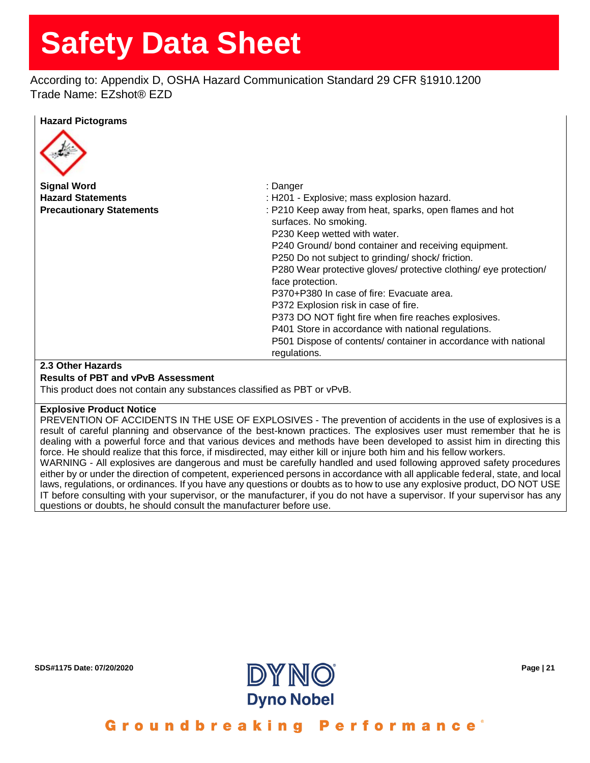**Hazard Pictograms**

| | |
|---|---|
| **Signal Word** | : Danger |
| **Hazard Statements** | : H201 - Explosive; mass explosion hazard. |
| **Precautionary Statements** | : P210 Keep away from heat, sparks, open flames and hot surfaces. No smoking.<br>P230 Keep wetted with water.<br>P240 Ground/ bond container and receiving equipment.<br>P250 Do not subject to grinding/ shock/ friction.<br>P280 Wear protective gloves/ protective clothing/ eye protection/ face protection.<br>P370+P380 In case of fire: Evacuate area.<br>P372 Explosion risk in case of fire.<br>P373 DO NOT fight fire when fire reaches explosives.<br>P401 Store in accordance with national regulations.<br>P501 Dispose of contents/ container in accordance with national regulations. |

**2.3 Other Hazards**

**Results of PBT and vPvB Assessment**

This product does not contain any substances classified as PBT or vPvB.

**Explosive Product Notice**

PREVENTION OF ACCIDENTS IN THE USE OF EXPLOSIVES - The prevention of accidents in the use of explosives is a result of careful planning and observance of the best-known practices. The explosives user must remember that he is dealing with a powerful force and that various devices and methods have been developed to assist him in directing this force. He should realize that this force, if misdirected, may either kill or injure both him and his fellow workers.

WARNING - All explosives are dangerous and must be carefully handled and used following approved safety procedures either by or under the direction of competent, experienced persons in accordance with all applicable federal, state, and local laws, regulations, or ordinances. If you have any questions or doubts as to how to use any explosive product, DO NOT USE IT before consulting with your supervisor, or the manufacturer, if you do not have a supervisor. If your supervisor has any questions or doubts, he should consult the manufacturer before use.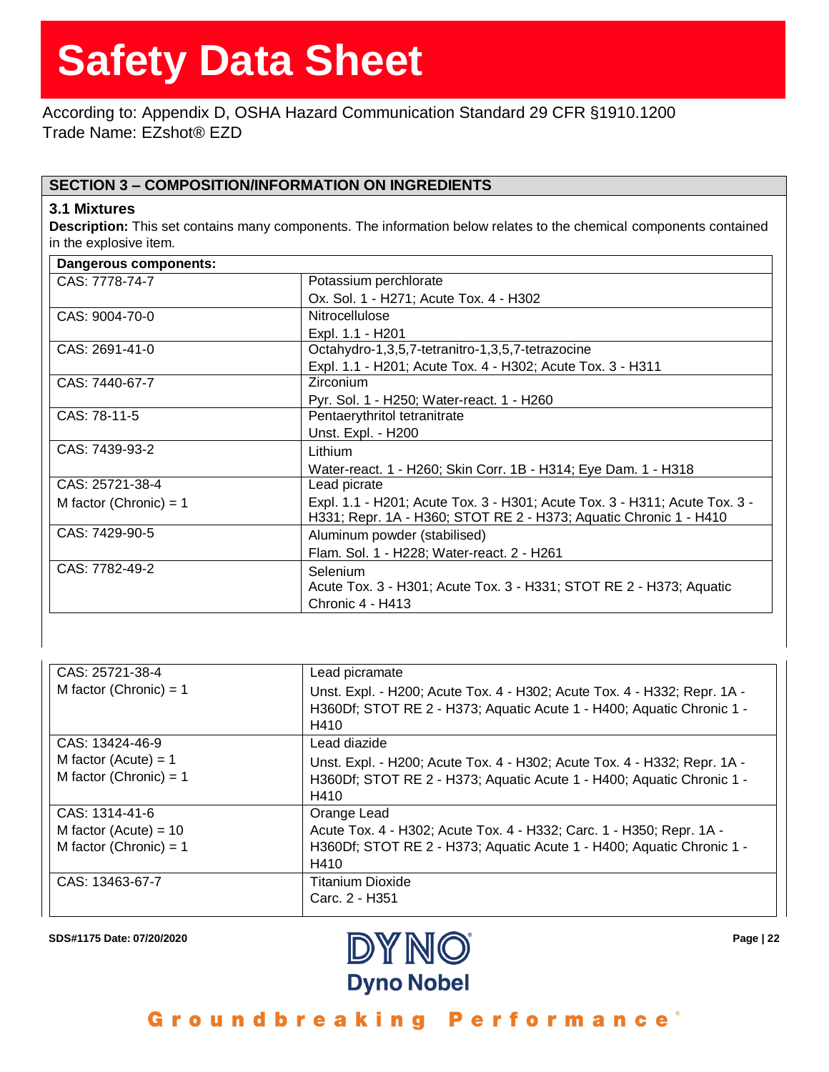# Safety Data Sheet

According to: Appendix D, OSHA Hazard Communication Standard 29 CFR §1910.1200
Trade Name: EZshot® EZD

## SECTION 3 – COMPOSITION/INFORMATION ON INGREDIENTS

### 3.1 Mixtures

**Description:** This set contains many components. The information below relates to the chemical components contained in the explosive item.

| Dangerous components: | |
|---|---|
| CAS: 7778-74-7 | Potassium perchlorate<br>Ox. Sol. 1 - H271; Acute Tox. 4 - H302 |
| CAS: 9004-70-0 | Nitrocellulose<br>Expl. 1.1 - H201 |
| CAS: 2691-41-0 | Octahydro-1,3,5,7-tetranitro-1,3,5,7-tetrazocine<br>Expl. 1.1 - H201; Acute Tox. 4 - H302; Acute Tox. 3 - H311 |
| CAS: 7440-67-7 | Zirconium<br>Pyr. Sol. 1 - H250; Water-react. 1 - H260 |
| CAS: 78-11-5 | Pentaerythritol tetranitrate<br>Unst. Expl. - H200 |
| CAS: 7439-93-2 | Lithium<br>Water-react. 1 - H260; Skin Corr. 1B - H314; Eye Dam. 1 - H318 |
| CAS: 25721-38-4<br>M factor (Chronic) = 1 | Lead picrate<br>Expl. 1.1 - H201; Acute Tox. 3 - H301; Acute Tox. 3 - H311; Acute Tox. 3 - H331; Repr. 1A - H360; STOT RE 2 - H373; Aquatic Chronic 1 - H410 |
| CAS: 7429-90-5 | Aluminum powder (stabilised)<br>Flam. Sol. 1 - H228; Water-react. 2 - H261 |
| CAS: 7782-49-2 | Selenium<br>Acute Tox. 3 - H301; Acute Tox. 3 - H331; STOT RE 2 - H373; Aquatic Chronic 4 - H413 |
| CAS: 25721-38-4<br>M factor (Chronic) = 1 | Lead picramate<br>Unst. Expl. - H200; Acute Tox. 4 - H302; Acute Tox. 4 - H332; Repr. 1A - H360Df; STOT RE 2 - H373; Aquatic Acute 1 - H400; Aquatic Chronic 1 - H410 |
| CAS: 13424-46-9<br>M factor (Acute) = 1<br>M factor (Chronic) = 1 | Lead diazide<br>Unst. Expl. - H200; Acute Tox. 4 - H302; Acute Tox. 4 - H332; Repr. 1A - H360Df; STOT RE 2 - H373; Aquatic Acute 1 - H400; Aquatic Chronic 1 - H410 |
| CAS: 1314-41-6<br>M factor (Acute) = 10<br>M factor (Chronic) = 1 | Orange Lead<br>Acute Tox. 4 - H302; Acute Tox. 4 - H332; Carc. 1 - H350; Repr. 1A - H360Df; STOT RE 2 - H373; Aquatic Acute 1 - H400; Aquatic Chronic 1 - H410 |
| CAS: 13463-67-7 | Titanium Dioxide<br>Carc. 2 - H351 |

SDS#1175 Date: 07/20/2020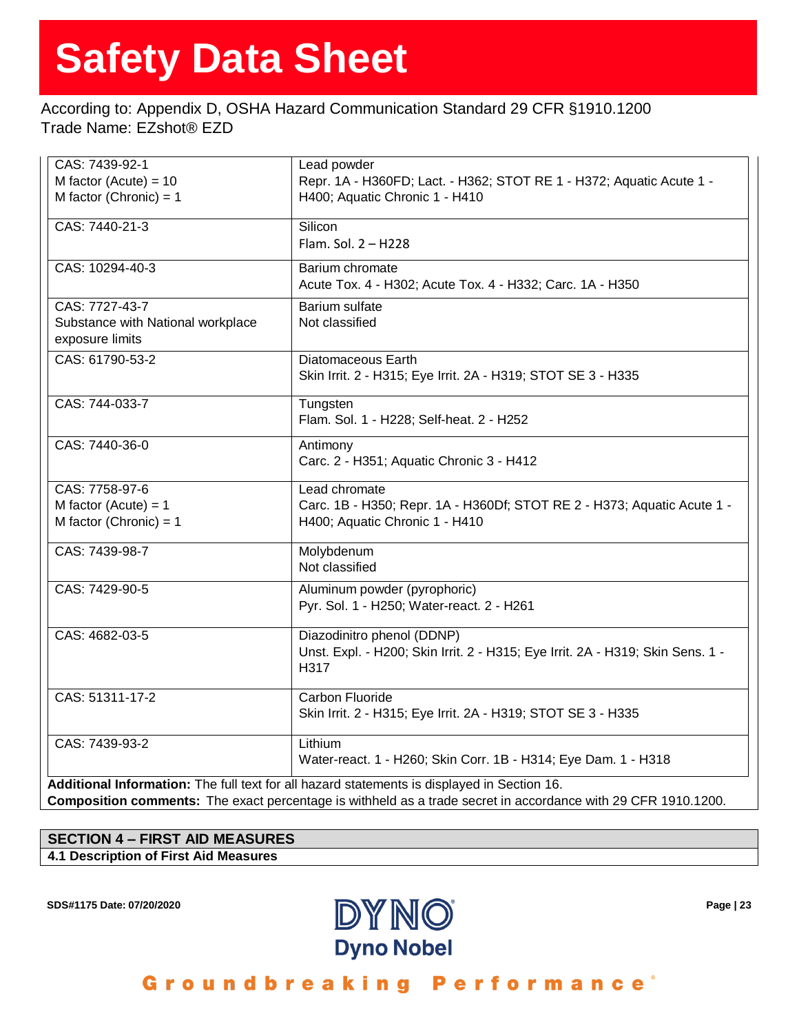| | |
|---|---|
| CAS: 7439-92-1<br>M factor (Acute) = 10<br>M factor (Chronic) = 1 | Lead powder<br>Repr. 1A - H360FD; Lact. - H362; STOT RE 1 - H372; Aquatic Acute 1 - H400; Aquatic Chronic 1 - H410 |
| CAS: 7440-21-3 | Silicon<br>Flam. Sol. 2 – H228 |
| CAS: 10294-40-3 | Barium chromate<br>Acute Tox. 4 - H302; Acute Tox. 4 - H332; Carc. 1A - H350 |
| CAS: 7727-43-7<br>Substance with National workplace exposure limits | Barium sulfate<br>Not classified |
| CAS: 61790-53-2 | Diatomaceous Earth<br>Skin Irrit. 2 - H315; Eye Irrit. 2A - H319; STOT SE 3 - H335 |
| CAS: 744-033-7 | Tungsten<br>Flam. Sol. 1 - H228; Self-heat. 2 - H252 |
| CAS: 7440-36-0 | Antimony<br>Carc. 2 - H351; Aquatic Chronic 3 - H412 |
| CAS: 7758-97-6<br>M factor (Acute) = 1<br>M factor (Chronic) = 1 | Lead chromate<br>Carc. 1B - H350; Repr. 1A - H360Df; STOT RE 2 - H373; Aquatic Acute 1 - H400; Aquatic Chronic 1 - H410 |
| CAS: 7439-98-7 | Molybdenum<br>Not classified |
| CAS: 7429-90-5 | Aluminum powder (pyrophoric)<br>Pyr. Sol. 1 - H250; Water-react. 2 - H261 |
| CAS: 4682-03-5 | Diazodinitro phenol (DDNP)<br>Unst. Expl. - H200; Skin Irrit. 2 - H315; Eye Irrit. 2A - H319; Skin Sens. 1 - H317 |
| CAS: 51311-17-2 | Carbon Fluoride<br>Skin Irrit. 2 - H315; Eye Irrit. 2A - H319; STOT SE 3 - H335 |
| CAS: 7439-93-2 | Lithium<br>Water-react. 1 - H260; Skin Corr. 1B - H314; Eye Dam. 1 - H318 |

**Additional Information:** The full text for all hazard statements is displayed in Section 16.

**Composition comments:** The exact percentage is withheld as a trade secret in accordance with 29 CFR 1910.1200.

## SECTION 4 – FIRST AID MEASURES

### 4.1 Description of First Aid Measures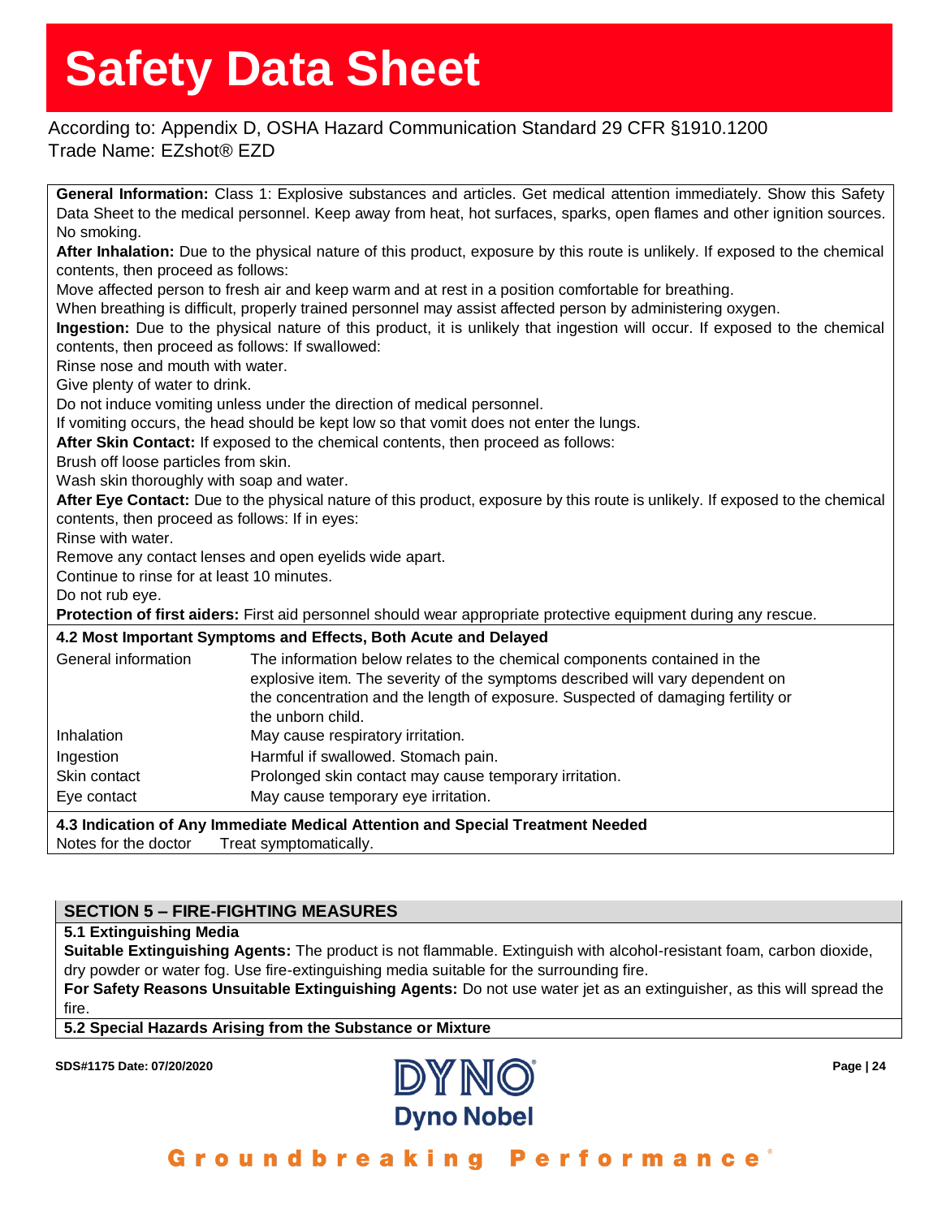**General Information:** Class 1: Explosive substances and articles. Get medical attention immediately. Show this Safety Data Sheet to the medical personnel. Keep away from heat, hot surfaces, sparks, open flames and other ignition sources. No smoking.

**After Inhalation:** Due to the physical nature of this product, exposure by this route is unlikely. If exposed to the chemical contents, then proceed as follows:

Move affected person to fresh air and keep warm and at rest in a position comfortable for breathing.

When breathing is difficult, properly trained personnel may assist affected person by administering oxygen.

**Ingestion:** Due to the physical nature of this product, it is unlikely that ingestion will occur. If exposed to the chemical contents, then proceed as follows: If swallowed:

Rinse nose and mouth with water.

Give plenty of water to drink.

Do not induce vomiting unless under the direction of medical personnel.

If vomiting occurs, the head should be kept low so that vomit does not enter the lungs.

**After Skin Contact:** If exposed to the chemical contents, then proceed as follows:

Brush off loose particles from skin.

Wash skin thoroughly with soap and water.

**After Eye Contact:** Due to the physical nature of this product, exposure by this route is unlikely. If exposed to the chemical contents, then proceed as follows: If in eyes:

Rinse with water.

Remove any contact lenses and open eyelids wide apart.

Continue to rinse for at least 10 minutes.

Do not rub eye.

**Protection of first aiders:** First aid personnel should wear appropriate protective equipment during any rescue.

### 4.2 Most Important Symptoms and Effects, Both Acute and Delayed

| | |
|---|---|
| General information | The information below relates to the chemical components contained in the explosive item. The severity of the symptoms described will vary dependent on the concentration and the length of exposure. Suspected of damaging fertility or the unborn child. |
| Inhalation | May cause respiratory irritation. |
| Ingestion | Harmful if swallowed. Stomach pain. |
| Skin contact | Prolonged skin contact may cause temporary irritation. |
| Eye contact | May cause temporary eye irritation. |

### 4.3 Indication of Any Immediate Medical Attention and Special Treatment Needed

Notes for the doctor Treat symptomatically.

## SECTION 5 – FIRE-FIGHTING MEASURES

### 5.1 Extinguishing Media

**Suitable Extinguishing Agents:** The product is not flammable. Extinguish with alcohol-resistant foam, carbon dioxide, dry powder or water fog. Use fire-extinguishing media suitable for the surrounding fire.

**For Safety Reasons Unsuitable Extinguishing Agents:** Do not use water jet as an extinguisher, as this will spread the fire.

### 5.2 Special Hazards Arising from the Substance or Mixture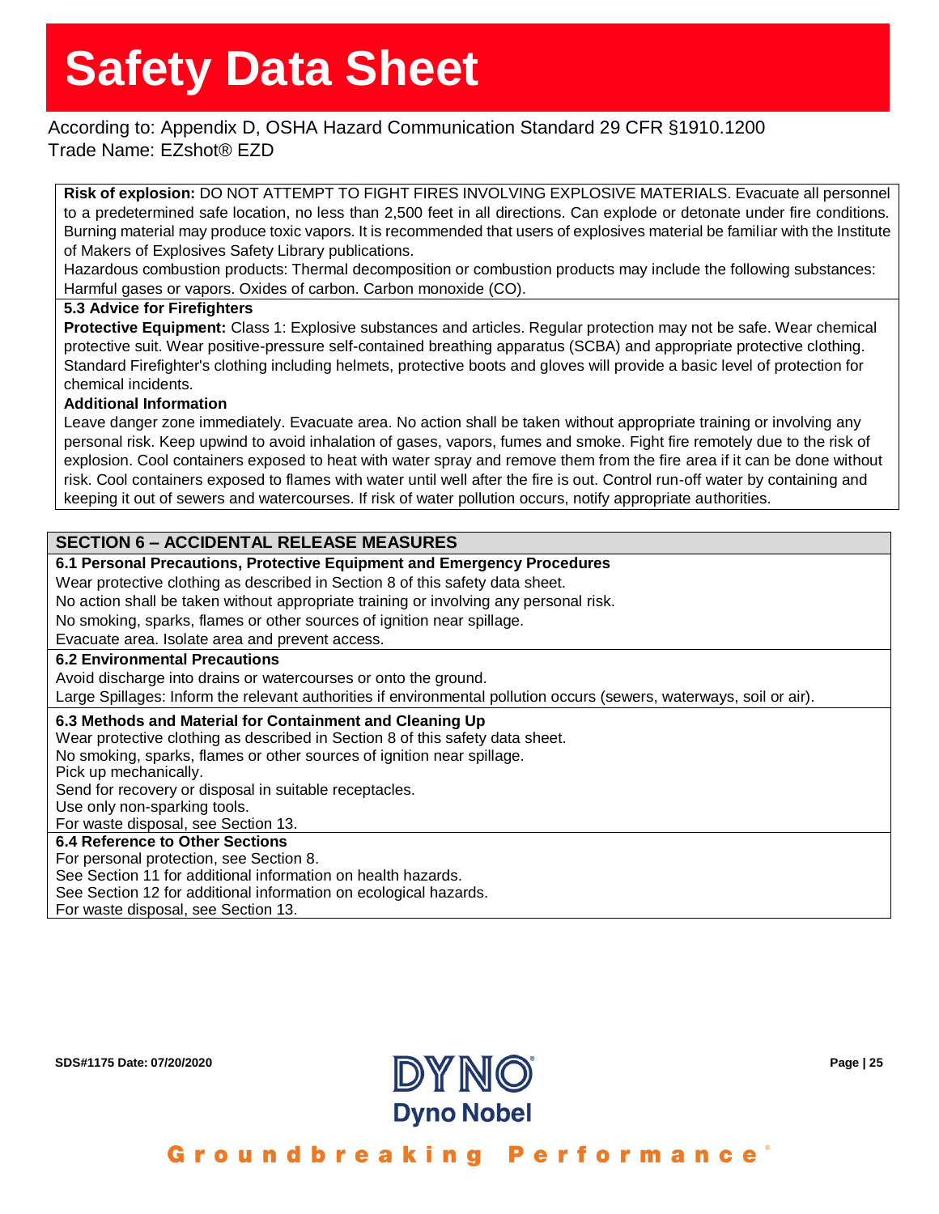**Risk of explosion:** DO NOT ATTEMPT TO FIGHT FIRES INVOLVING EXPLOSIVE MATERIALS. Evacuate all personnel to a predetermined safe location, no less than 2,500 feet in all directions. Can explode or detonate under fire conditions. Burning material may produce toxic vapors. It is recommended that users of explosives material be familiar with the Institute of Makers of Explosives Safety Library publications.
Hazardous combustion products: Thermal decomposition or combustion products may include the following substances: Harmful gases or vapors. Oxides of carbon. Carbon monoxide (CO).

**5.3 Advice for Firefighters**

**Protective Equipment:** Class 1: Explosive substances and articles. Regular protection may not be safe. Wear chemical protective suit. Wear positive-pressure self-contained breathing apparatus (SCBA) and appropriate protective clothing. Standard Firefighter's clothing including helmets, protective boots and gloves will provide a basic level of protection for chemical incidents.

**Additional Information**

Leave danger zone immediately. Evacuate area. No action shall be taken without appropriate training or involving any personal risk. Keep upwind to avoid inhalation of gases, vapors, fumes and smoke. Fight fire remotely due to the risk of explosion. Cool containers exposed to heat with water spray and remove them from the fire area if it can be done without risk. Cool containers exposed to flames with water until well after the fire is out. Control run-off water by containing and keeping it out of sewers and watercourses. If risk of water pollution occurs, notify appropriate authorities.

## SECTION 6 – ACCIDENTAL RELEASE MEASURES

**6.1 Personal Precautions, Protective Equipment and Emergency Procedures**

Wear protective clothing as described in Section 8 of this safety data sheet.
No action shall be taken without appropriate training or involving any personal risk.
No smoking, sparks, flames or other sources of ignition near spillage.
Evacuate area. Isolate area and prevent access.

**6.2 Environmental Precautions**

Avoid discharge into drains or watercourses or onto the ground.
Large Spillages: Inform the relevant authorities if environmental pollution occurs (sewers, waterways, soil or air).

**6.3 Methods and Material for Containment and Cleaning Up**

Wear protective clothing as described in Section 8 of this safety data sheet.
No smoking, sparks, flames or other sources of ignition near spillage.
Pick up mechanically.
Send for recovery or disposal in suitable receptacles.
Use only non-sparking tools.
For waste disposal, see Section 13.

**6.4 Reference to Other Sections**

For personal protection, see Section 8.
See Section 11 for additional information on health hazards.
See Section 12 for additional information on ecological hazards.
For waste disposal, see Section 13.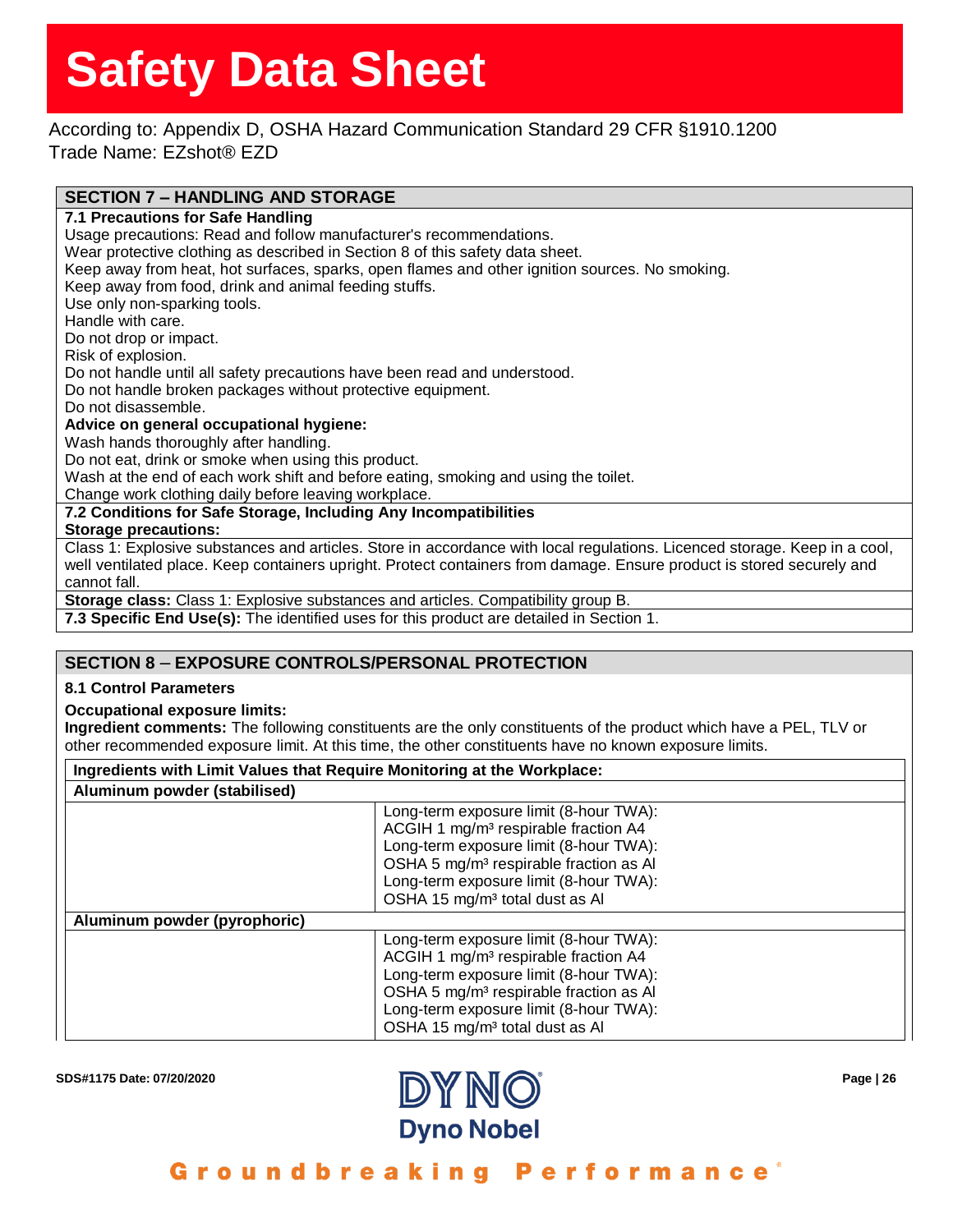# Safety Data Sheet

According to: Appendix D, OSHA Hazard Communication Standard 29 CFR §1910.1200
Trade Name: EZshot® EZD

## SECTION 7 – HANDLING AND STORAGE

### 7.1 Precautions for Safe Handling

Usage precautions: Read and follow manufacturer's recommendations.
Wear protective clothing as described in Section 8 of this safety data sheet.
Keep away from heat, hot surfaces, sparks, open flames and other ignition sources. No smoking.
Keep away from food, drink and animal feeding stuffs.
Use only non-sparking tools.
Handle with care.
Do not drop or impact.
Risk of explosion.
Do not handle until all safety precautions have been read and understood.
Do not handle broken packages without protective equipment.
Do not disassemble.

**Advice on general occupational hygiene:**
Wash hands thoroughly after handling.
Do not eat, drink or smoke when using this product.
Wash at the end of each work shift and before eating, smoking and using the toilet.
Change work clothing daily before leaving workplace.

### 7.2 Conditions for Safe Storage, Including Any Incompatibilities

**Storage precautions:**
Class 1: Explosive substances and articles. Store in accordance with local regulations. Licenced storage. Keep in a cool, well ventilated place. Keep containers upright. Protect containers from damage. Ensure product is stored securely and cannot fall.

**Storage class:** Class 1: Explosive substances and articles. Compatibility group B.

**7.3 Specific End Use(s):** The identified uses for this product are detailed in Section 1.

## SECTION 8 – EXPOSURE CONTROLS/PERSONAL PROTECTION

### 8.1 Control Parameters

**Occupational exposure limits:**
**Ingredient comments:** The following constituents are the only constituents of the product which have a PEL, TLV or other recommended exposure limit. At this time, the other constituents have no known exposure limits.

| Ingredients with Limit Values that Require Monitoring at the Workplace: | |
|---|---|
| **Aluminum powder (stabilised)** | |
| | Long-term exposure limit (8-hour TWA): ACGIH 1 mg/m³ respirable fraction A4<br>Long-term exposure limit (8-hour TWA): OSHA 5 mg/m³ respirable fraction as Al<br>Long-term exposure limit (8-hour TWA): OSHA 15 mg/m³ total dust as Al |
| **Aluminum powder (pyrophoric)** | |
| | Long-term exposure limit (8-hour TWA): ACGIH 1 mg/m³ respirable fraction A4<br>Long-term exposure limit (8-hour TWA): OSHA 5 mg/m³ respirable fraction as Al<br>Long-term exposure limit (8-hour TWA): OSHA 15 mg/m³ total dust as Al |

SDS#1175 Date: 07/20/2020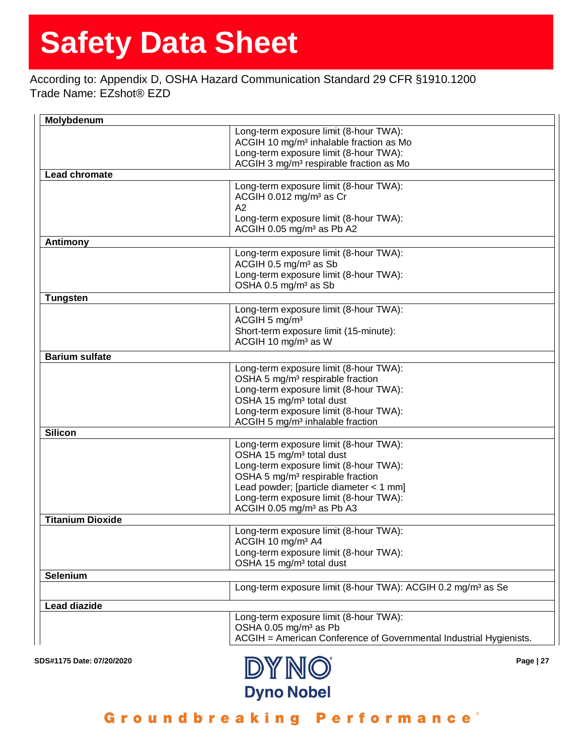| Molybdenum | |
|---|---|
| | Long-term exposure limit (8-hour TWA):<br>ACGIH 10 mg/m³ inhalable fraction as Mo<br>Long-term exposure limit (8-hour TWA):<br>ACGIH 3 mg/m³ respirable fraction as Mo |
| **Lead chromate** | |
| | Long-term exposure limit (8-hour TWA):<br>ACGIH 0.012 mg/m³ as Cr<br>A2<br>Long-term exposure limit (8-hour TWA):<br>ACGIH 0.05 mg/m³ as Pb A2 |
| **Antimony** | |
| | Long-term exposure limit (8-hour TWA):<br>ACGIH 0.5 mg/m³ as Sb<br>Long-term exposure limit (8-hour TWA):<br>OSHA 0.5 mg/m³ as Sb |
| **Tungsten** | |
| | Long-term exposure limit (8-hour TWA):<br>ACGIH 5 mg/m³<br>Short-term exposure limit (15-minute):<br>ACGIH 10 mg/m³ as W |
| **Barium sulfate** | |
| | Long-term exposure limit (8-hour TWA):<br>OSHA 5 mg/m³ respirable fraction<br>Long-term exposure limit (8-hour TWA):<br>OSHA 15 mg/m³ total dust<br>Long-term exposure limit (8-hour TWA):<br>ACGIH 5 mg/m³ inhalable fraction |
| **Silicon** | |
| | Long-term exposure limit (8-hour TWA):<br>OSHA 15 mg/m³ total dust<br>Long-term exposure limit (8-hour TWA):<br>OSHA 5 mg/m³ respirable fraction<br>Lead powder; [particle diameter < 1 mm]<br>Long-term exposure limit (8-hour TWA):<br>ACGIH 0.05 mg/m³ as Pb A3 |
| **Titanium Dioxide** | |
| | Long-term exposure limit (8-hour TWA):<br>ACGIH 10 mg/m³ A4<br>Long-term exposure limit (8-hour TWA):<br>OSHA 15 mg/m³ total dust |
| **Selenium** | |
| | Long-term exposure limit (8-hour TWA): ACGIH 0.2 mg/m³ as Se |
| **Lead diazide** | |
| | Long-term exposure limit (8-hour TWA):<br>OSHA 0.05 mg/m³ as Pb<br>ACGIH = American Conference of Governmental Industrial Hygienists. |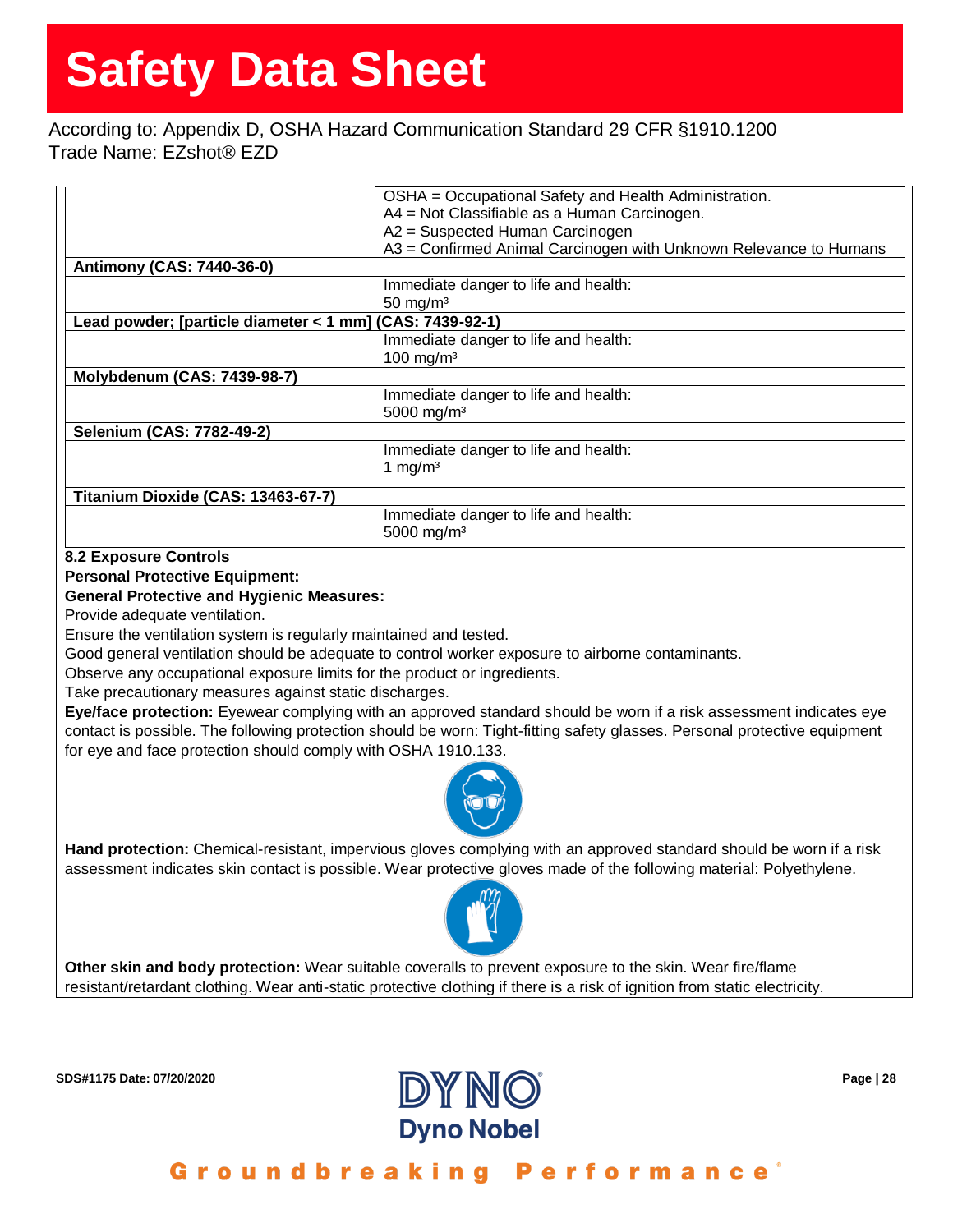| | |
|---|---|
| | OSHA = Occupational Safety and Health Administration.<br>A4 = Not Classifiable as a Human Carcinogen.<br>A2 = Suspected Human Carcinogen<br>A3 = Confirmed Animal Carcinogen with Unknown Relevance to Humans |
| **Antimony (CAS: 7440-36-0)** | |
| | Immediate danger to life and health:<br>50 mg/m³ |
| **Lead powder; [particle diameter < 1 mm] (CAS: 7439-92-1)** | |
| | Immediate danger to life and health:<br>100 mg/m³ |
| **Molybdenum (CAS: 7439-98-7)** | |
| | Immediate danger to life and health:<br>5000 mg/m³ |
| **Selenium (CAS: 7782-49-2)** | |
| | Immediate danger to life and health:<br>1 mg/m³ |
| **Titanium Dioxide (CAS: 13463-67-7)** | |
| | Immediate danger to life and health:<br>5000 mg/m³ |

**8.2 Exposure Controls**

**Personal Protective Equipment:**

**General Protective and Hygienic Measures:**

Provide adequate ventilation.
Ensure the ventilation system is regularly maintained and tested.
Good general ventilation should be adequate to control worker exposure to airborne contaminants.
Observe any occupational exposure limits for the product or ingredients.
Take precautionary measures against static discharges.

**Eye/face protection:** Eyewear complying with an approved standard should be worn if a risk assessment indicates eye contact is possible. The following protection should be worn: Tight-fitting safety glasses. Personal protective equipment for eye and face protection should comply with OSHA 1910.133.

**Hand protection:** Chemical-resistant, impervious gloves complying with an approved standard should be worn if a risk assessment indicates skin contact is possible. Wear protective gloves made of the following material: Polyethylene.

**Other skin and body protection:** Wear suitable coveralls to prevent exposure to the skin. Wear fire/flame resistant/retardant clothing. Wear anti-static protective clothing if there is a risk of ignition from static electricity.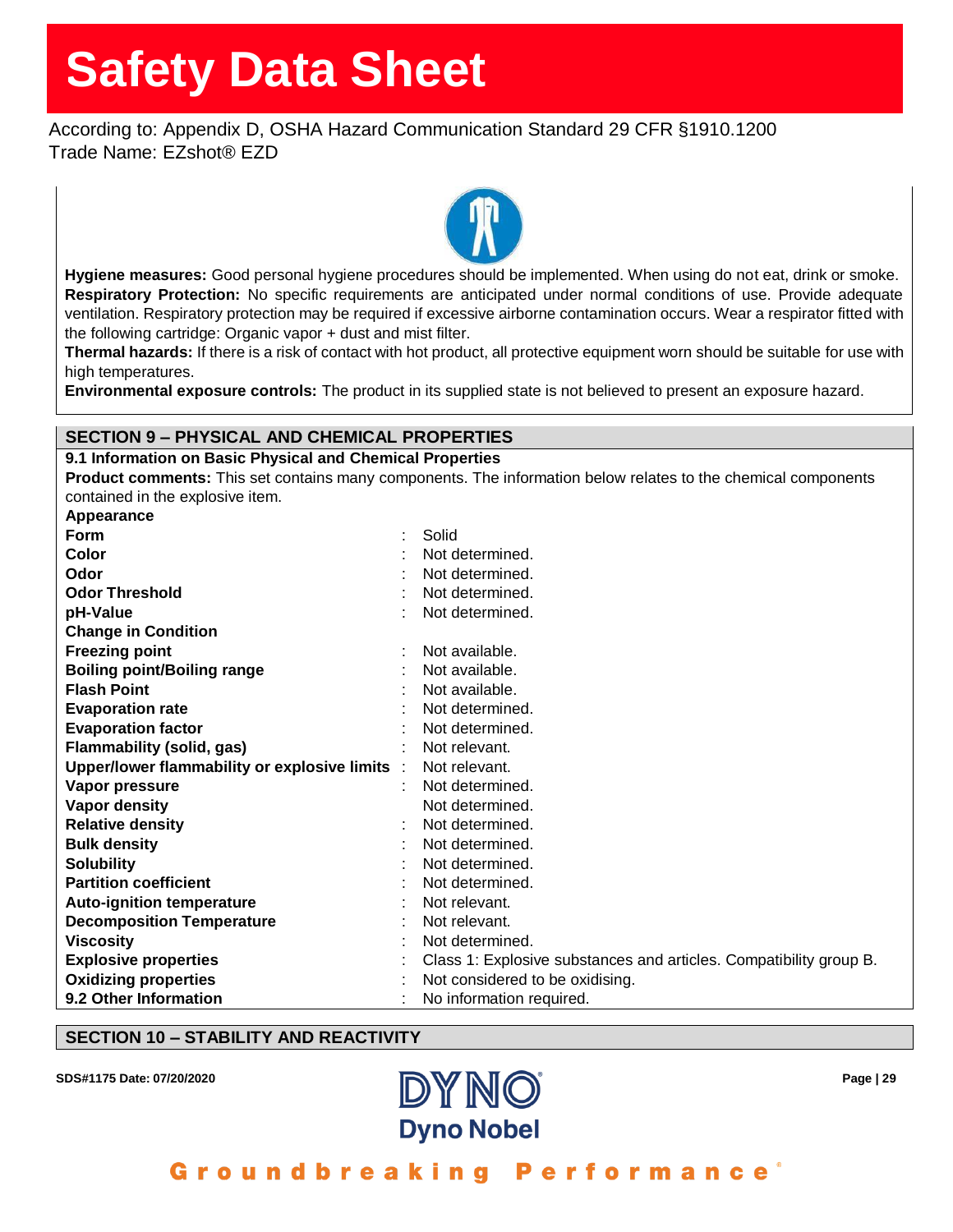Hygiene measures: Good personal hygiene procedures should be implemented. When using do not eat, drink or smoke.

**Respiratory Protection:** No specific requirements are anticipated under normal conditions of use. Provide adequate ventilation. Respiratory protection may be required if excessive airborne contamination occurs. Wear a respirator fitted with the following cartridge: Organic vapor + dust and mist filter.

**Thermal hazards:** If there is a risk of contact with hot product, all protective equipment worn should be suitable for use with high temperatures.

**Environmental exposure controls:** The product in its supplied state is not believed to present an exposure hazard.

## SECTION 9 – PHYSICAL AND CHEMICAL PROPERTIES

### 9.1 Information on Basic Physical and Chemical Properties

**Product comments:** This set contains many components. The information below relates to the chemical components contained in the explosive item.

**Appearance**

| Property | Value |
|---|---|
| **Form** | Solid |
| **Color** | Not determined. |
| **Odor** | Not determined. |
| **Odor Threshold** | Not determined. |
| **pH-Value** | Not determined. |
| **Change in Condition** | |
| **Freezing point** | Not available. |
| **Boiling point/Boiling range** | Not available. |
| **Flash Point** | Not available. |
| **Evaporation rate** | Not determined. |
| **Evaporation factor** | Not determined. |
| **Flammability (solid, gas)** | Not relevant. |
| **Upper/lower flammability or explosive limits** | Not relevant. |
| **Vapor pressure** | Not determined. |
| **Vapor density** | Not determined. |
| **Relative density** | Not determined. |
| **Bulk density** | Not determined. |
| **Solubility** | Not determined. |
| **Partition coefficient** | Not determined. |
| **Auto-ignition temperature** | Not relevant. |
| **Decomposition Temperature** | Not relevant. |
| **Viscosity** | Not determined. |
| **Explosive properties** | Class 1: Explosive substances and articles. Compatibility group B. |
| **Oxidizing properties** | Not considered to be oxidising. |
| **9.2 Other Information** | No information required. |

## SECTION 10 – STABILITY AND REACTIVITY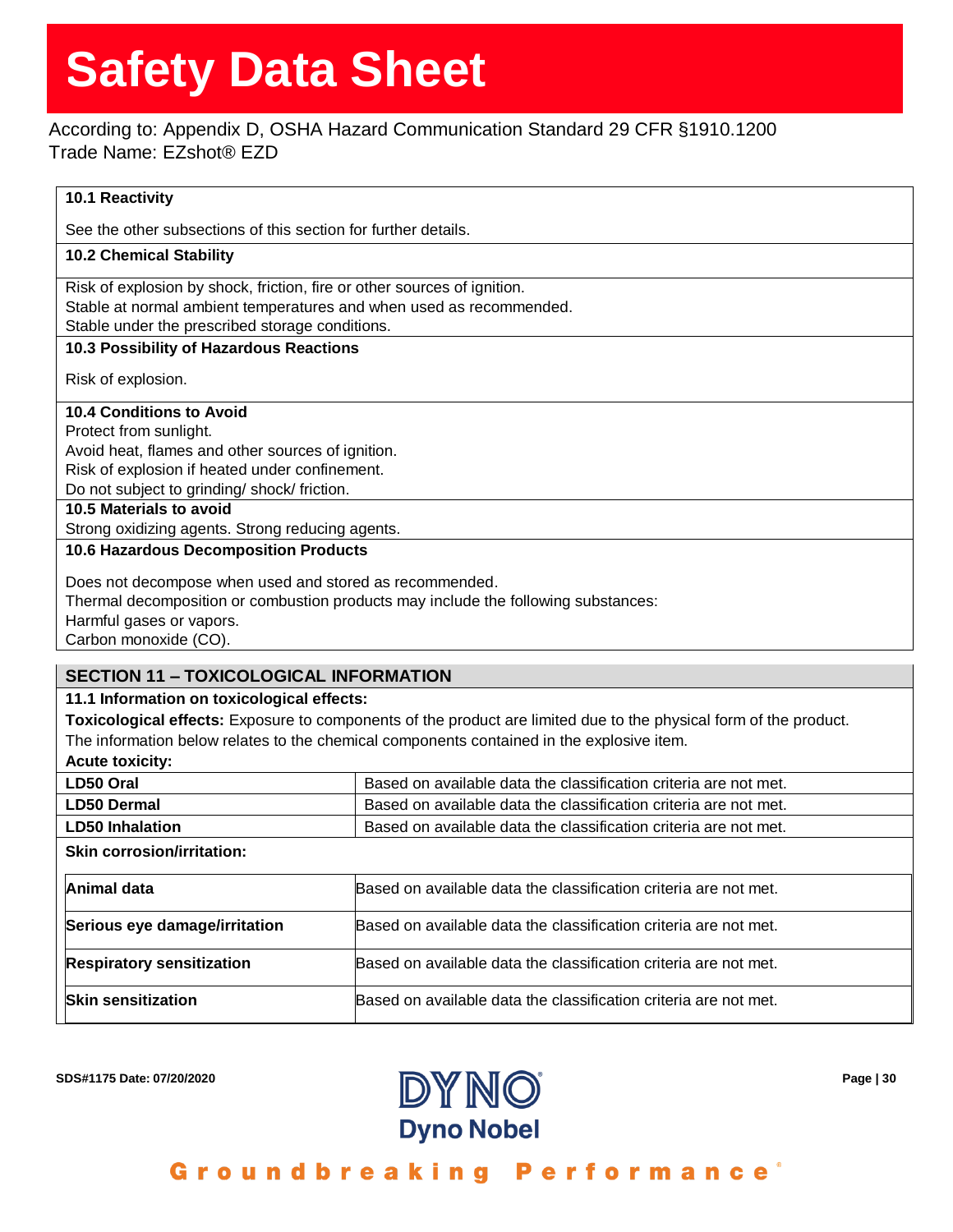### 10.1 Reactivity

See the other subsections of this section for further details.

### 10.2 Chemical Stability

Risk of explosion by shock, friction, fire or other sources of ignition.
Stable at normal ambient temperatures and when used as recommended.
Stable under the prescribed storage conditions.

### 10.3 Possibility of Hazardous Reactions

Risk of explosion.

### 10.4 Conditions to Avoid

Protect from sunlight.
Avoid heat, flames and other sources of ignition.
Risk of explosion if heated under confinement.
Do not subject to grinding/ shock/ friction.

### 10.5 Materials to avoid

Strong oxidizing agents. Strong reducing agents.

### 10.6 Hazardous Decomposition Products

Does not decompose when used and stored as recommended.
Thermal decomposition or combustion products may include the following substances:
Harmful gases or vapors.
Carbon monoxide (CO).

## SECTION 11 – TOXICOLOGICAL INFORMATION

### 11.1 Information on toxicological effects:

**Toxicological effects:** Exposure to components of the product are limited due to the physical form of the product. The information below relates to the chemical components contained in the explosive item.

**Acute toxicity:**

| | |
|---|---|
| **LD50 Oral** | Based on available data the classification criteria are not met. |
| **LD50 Dermal** | Based on available data the classification criteria are not met. |
| **LD50 Inhalation** | Based on available data the classification criteria are not met. |

**Skin corrosion/irritation:**

| | |
|---|---|
| **Animal data** | Based on available data the classification criteria are not met. |
| **Serious eye damage/irritation** | Based on available data the classification criteria are not met. |
| **Respiratory sensitization** | Based on available data the classification criteria are not met. |
| **Skin sensitization** | Based on available data the classification criteria are not met. |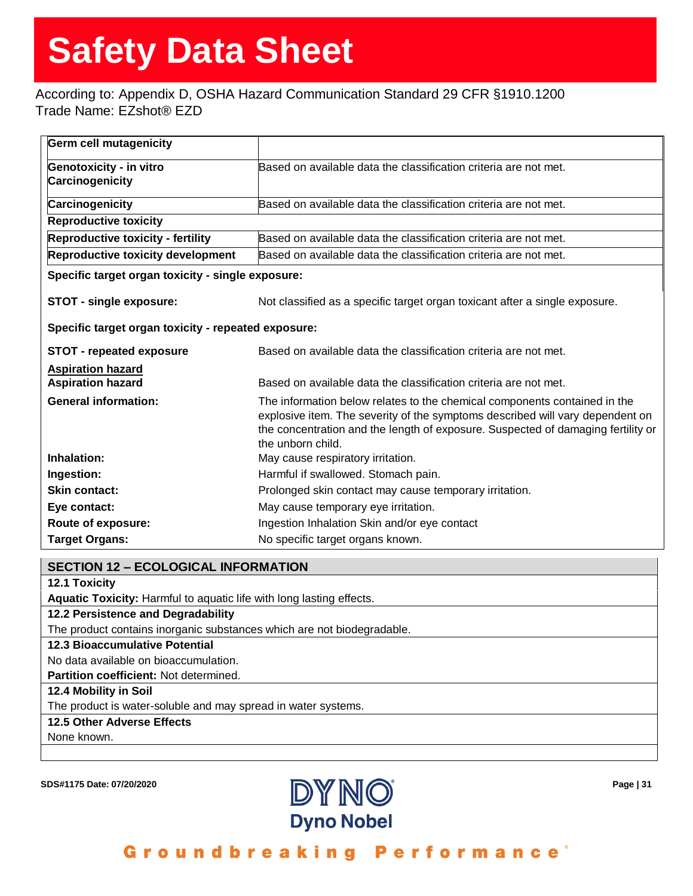| | |
|---|---|
| **Germ cell mutagenicity** | |
| **Genotoxicity - in vitro Carcinogenicity** | Based on available data the classification criteria are not met. |
| **Carcinogenicity** | Based on available data the classification criteria are not met. |
| **Reproductive toxicity** | |
| **Reproductive toxicity - fertility** | Based on available data the classification criteria are not met. |
| **Reproductive toxicity development** | Based on available data the classification criteria are not met. |

**Specific target organ toxicity - single exposure:**

| | |
|---|---|
| **STOT - single exposure:** | Not classified as a specific target organ toxicant after a single exposure. |

**Specific target organ toxicity - repeated exposure:**

| | |
|---|---|
| **STOT - repeated exposure** | Based on available data the classification criteria are not met. |

**Aspiration hazard**

| | |
|---|---|
| **Aspiration hazard** | Based on available data the classification criteria are not met. |
| **General information:** | The information below relates to the chemical components contained in the explosive item. The severity of the symptoms described will vary dependent on the concentration and the length of exposure. Suspected of damaging fertility or the unborn child. |
| **Inhalation:** | May cause respiratory irritation. |
| **Ingestion:** | Harmful if swallowed. Stomach pain. |
| **Skin contact:** | Prolonged skin contact may cause temporary irritation. |
| **Eye contact:** | May cause temporary eye irritation. |
| **Route of exposure:** | Ingestion Inhalation Skin and/or eye contact |
| **Target Organs:** | No specific target organs known. |

## SECTION 12 – ECOLOGICAL INFORMATION

### 12.1 Toxicity

**Aquatic Toxicity:** Harmful to aquatic life with long lasting effects.

### 12.2 Persistence and Degradability

The product contains inorganic substances which are not biodegradable.

### 12.3 Bioaccumulative Potential

No data available on bioaccumulation.

**Partition coefficient:** Not determined.

### 12.4 Mobility in Soil

The product is water-soluble and may spread in water systems.

### 12.5 Other Adverse Effects

None known.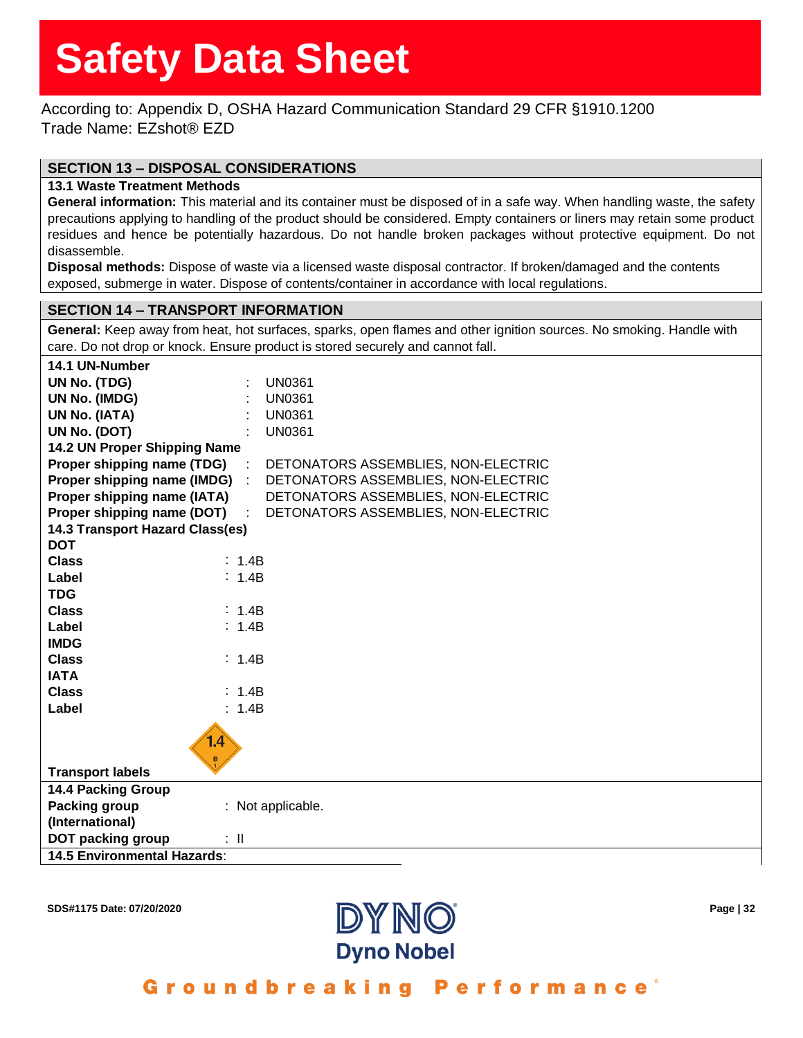## SECTION 13 – DISPOSAL CONSIDERATIONS

### 13.1 Waste Treatment Methods

**General information:** This material and its container must be disposed of in a safe way. When handling waste, the safety precautions applying to handling of the product should be considered. Empty containers or liners may retain some product residues and hence be potentially hazardous. Do not handle broken packages without protective equipment. Do not disassemble.

**Disposal methods:** Dispose of waste via a licensed waste disposal contractor. If broken/damaged and the contents exposed, submerge in water. Dispose of contents/container in accordance with local regulations.

## SECTION 14 – TRANSPORT INFORMATION

**General:** Keep away from heat, hot surfaces, sparks, open flames and other ignition sources. No smoking. Handle with care. Do not drop or knock. Ensure product is stored securely and cannot fall.

### 14.1 UN-Number

**UN No. (TDG)** : UN0361
**UN No. (IMDG)** : UN0361
**UN No. (IATA)** : UN0361
**UN No. (DOT)** : UN0361

### 14.2 UN Proper Shipping Name

**Proper shipping name (TDG)** : DETONATORS ASSEMBLIES, NON-ELECTRIC
**Proper shipping name (IMDG)** : DETONATORS ASSEMBLIES, NON-ELECTRIC
**Proper shipping name (IATA)** DETONATORS ASSEMBLIES, NON-ELECTRIC
**Proper shipping name (DOT)** : DETONATORS ASSEMBLIES, NON-ELECTRIC

### 14.3 Transport Hazard Class(es)

**DOT**
**Class** : 1.4B
**Label** : 1.4B

**TDG**
**Class** : 1.4B
**Label** : 1.4B

**IMDG**
**Class** : 1.4B

**IATA**
**Class** : 1.4B
**Label** : 1.4B

**Transport labels**

### 14.4 Packing Group

**Packing group (International)** : Not applicable.
**DOT packing group** : II

### 14.5 Environmental Hazards: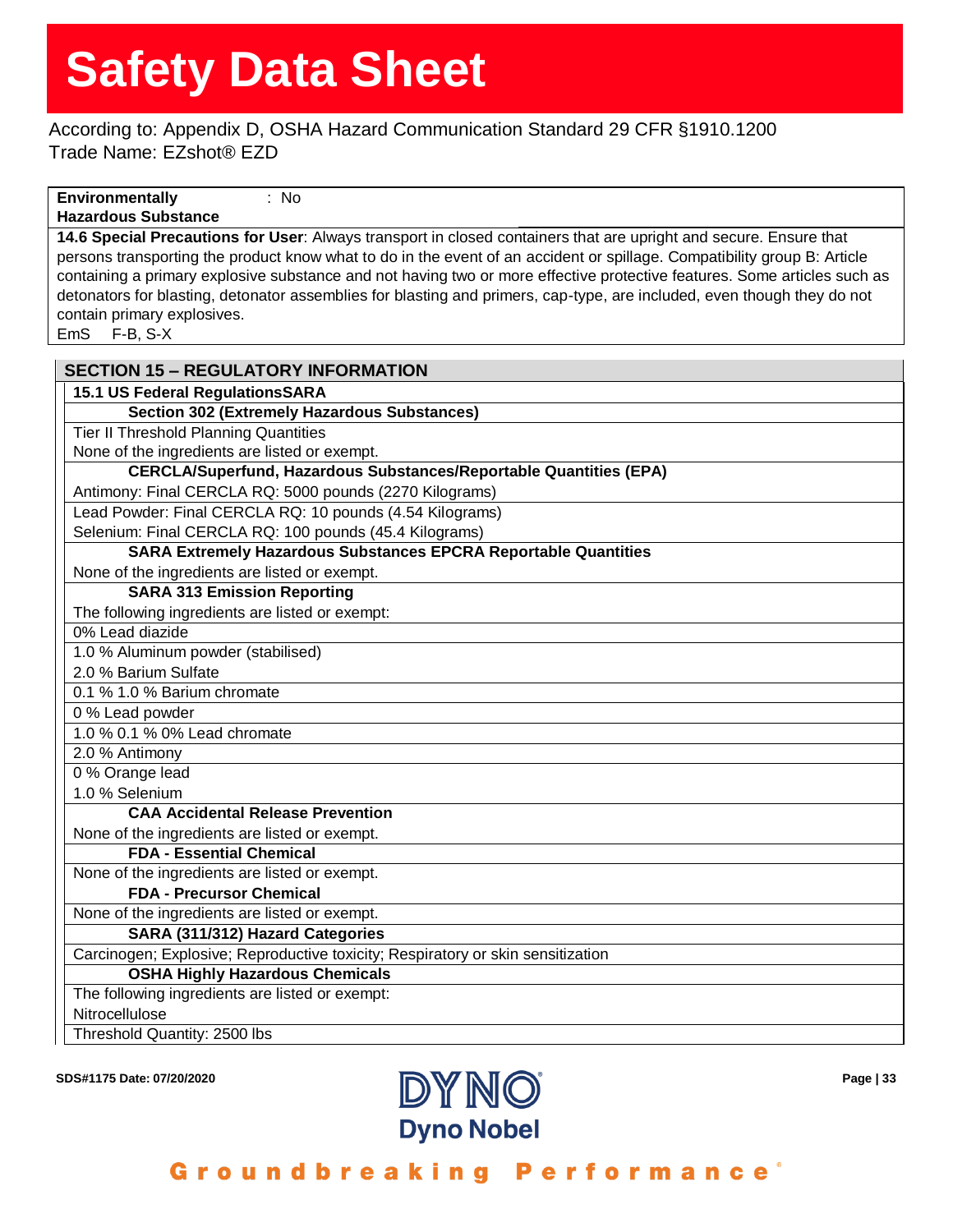| | |
|---|---|
| **Environmentally Hazardous Substance** | : No |

**14.6 Special Precautions for User**: Always transport in closed containers that are upright and secure. Ensure that persons transporting the product know what to do in the event of an accident or spillage. Compatibility group B: Article containing a primary explosive substance and not having two or more effective protective features. Some articles such as detonators for blasting, detonator assemblies for blasting and primers, cap-type, are included, even though they do not contain primary explosives.

EmS F-B, S-X

## SECTION 15 – REGULATORY INFORMATION

**15.1 US Federal RegulationsSARA**

**Section 302 (Extremely Hazardous Substances)**

Tier II Threshold Planning Quantities

None of the ingredients are listed or exempt.

**CERCLA/Superfund, Hazardous Substances/Reportable Quantities (EPA)**

Antimony: Final CERCLA RQ: 5000 pounds (2270 Kilograms)

Lead Powder: Final CERCLA RQ: 10 pounds (4.54 Kilograms)

Selenium: Final CERCLA RQ: 100 pounds (45.4 Kilograms)

**SARA Extremely Hazardous Substances EPCRA Reportable Quantities**

None of the ingredients are listed or exempt.

**SARA 313 Emission Reporting**

The following ingredients are listed or exempt:

0% Lead diazide

1.0 % Aluminum powder (stabilised)

2.0 % Barium Sulfate

0.1 % 1.0 % Barium chromate

0 % Lead powder

1.0 % 0.1 % 0% Lead chromate

2.0 % Antimony

0 % Orange lead

1.0 % Selenium

**CAA Accidental Release Prevention**

None of the ingredients are listed or exempt.

**FDA - Essential Chemical**

None of the ingredients are listed or exempt.

**FDA - Precursor Chemical**

None of the ingredients are listed or exempt.

**SARA (311/312) Hazard Categories**

Carcinogen; Explosive; Reproductive toxicity; Respiratory or skin sensitization

**OSHA Highly Hazardous Chemicals**

The following ingredients are listed or exempt:

Nitrocellulose

Threshold Quantity: 2500 lbs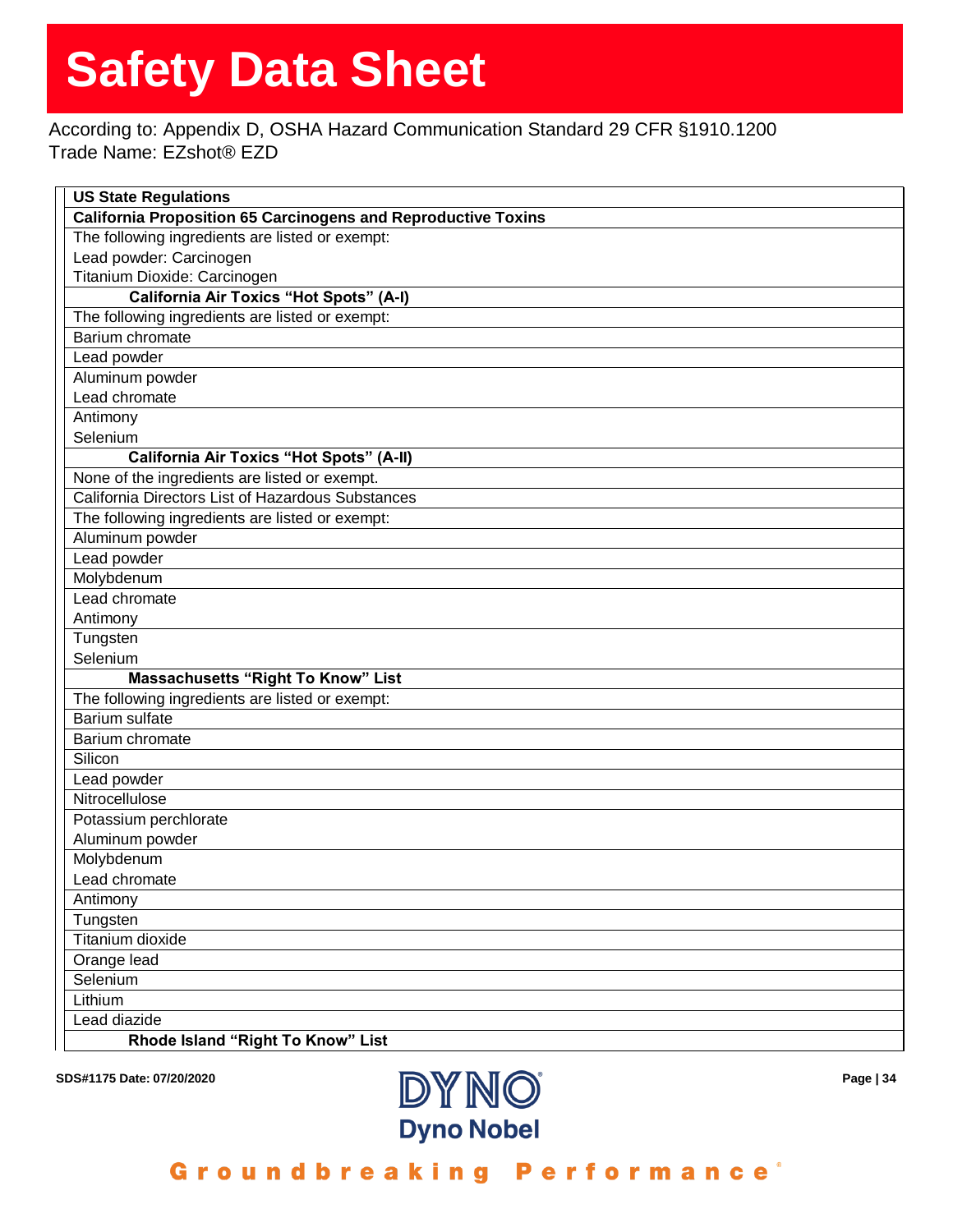| US State Regulations |
|---|
| **California Proposition 65 Carcinogens and Reproductive Toxins** |
| The following ingredients are listed or exempt: |
| Lead powder: Carcinogen |
| Titanium Dioxide: Carcinogen |
| **California Air Toxics "Hot Spots" (A-I)** |
| The following ingredients are listed or exempt: |
| Barium chromate |
| Lead powder |
| Aluminum powder |
| Lead chromate |
| Antimony |
| Selenium |
| **California Air Toxics "Hot Spots" (A-II)** |
| None of the ingredients are listed or exempt. |
| California Directors List of Hazardous Substances |
| The following ingredients are listed or exempt: |
| Aluminum powder |
| Lead powder |
| Molybdenum |
| Lead chromate |
| Antimony |
| Tungsten |
| Selenium |
| **Massachusetts "Right To Know" List** |
| The following ingredients are listed or exempt: |
| Barium sulfate |
| Barium chromate |
| Silicon |
| Lead powder |
| Nitrocellulose |
| Potassium perchlorate |
| Aluminum powder |
| Molybdenum |
| Lead chromate |
| Antimony |
| Tungsten |
| Titanium dioxide |
| Orange lead |
| Selenium |
| Lithium |
| Lead diazide |
| **Rhode Island "Right To Know" List** |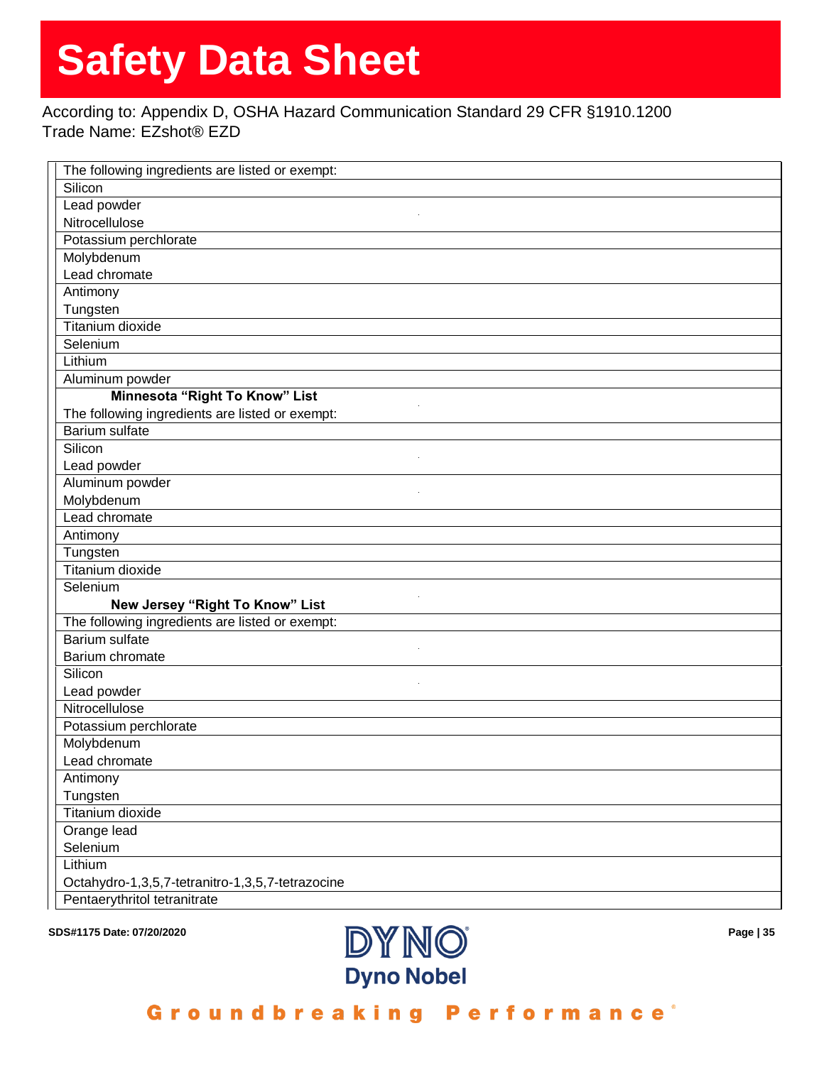# Safety Data Sheet

According to: Appendix D, OSHA Hazard Communication Standard 29 CFR §1910.1200
Trade Name: EZshot® EZD

| |
|---|
| The following ingredients are listed or exempt: |
| Silicon |
| Lead powder |
| Nitrocellulose |
| Potassium perchlorate |
| Molybdenum |
| Lead chromate |
| Antimony |
| Tungsten |
| Titanium dioxide |
| Selenium |
| Lithium |
| Aluminum powder |
| **Minnesota "Right To Know" List** |
| The following ingredients are listed or exempt: |
| Barium sulfate |
| Silicon |
| Lead powder |
| Aluminum powder |
| Molybdenum |
| Lead chromate |
| Antimony |
| Tungsten |
| Titanium dioxide |
| Selenium |
| **New Jersey "Right To Know" List** |
| The following ingredients are listed or exempt: |
| Barium sulfate |
| Barium chromate |
| Silicon |
| Lead powder |
| Nitrocellulose |
| Potassium perchlorate |
| Molybdenum |
| Lead chromate |
| Antimony |
| Tungsten |
| Titanium dioxide |
| Orange lead |
| Selenium |
| Lithium |
| Octahydro-1,3,5,7-tetranitro-1,3,5,7-tetrazocine |
| Pentaerythritol tetranitrate |

SDS#1175 Date: 07/20/2020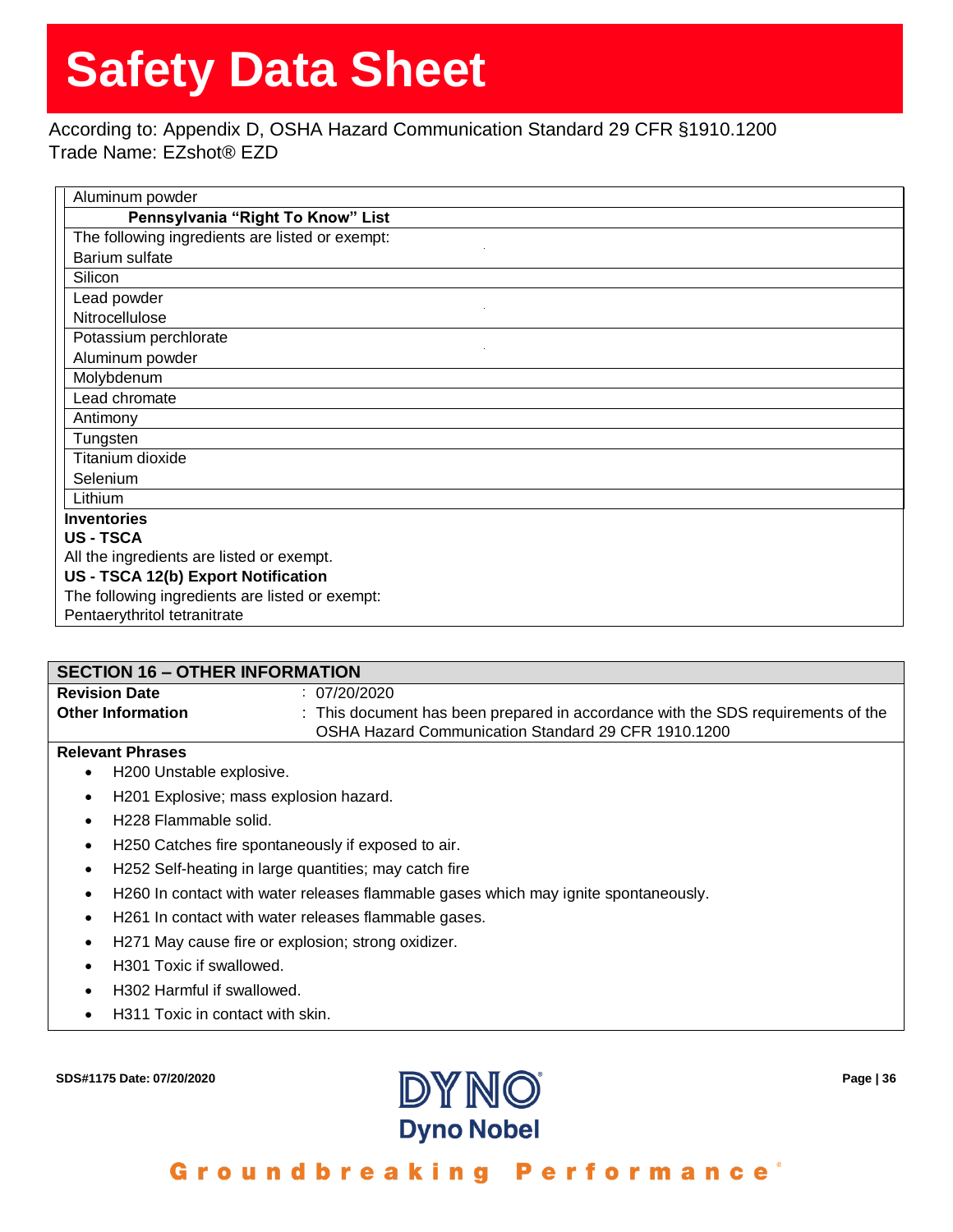| Aluminum powder |
|---|
| **Pennsylvania "Right To Know" List** |
| The following ingredients are listed or exempt:<br>Barium sulfate |
| Silicon |
| Lead powder<br>Nitrocellulose |
| Potassium perchlorate<br>Aluminum powder |
| Molybdenum |
| Lead chromate |
| Antimony |
| Tungsten |
| Titanium dioxide<br>Selenium |
| Lithium |

**Inventories**

**US - TSCA**

All the ingredients are listed or exempt.

**US - TSCA 12(b) Export Notification**

The following ingredients are listed or exempt:

Pentaerythritol tetranitrate

## SECTION 16 – OTHER INFORMATION

| | |
|---|---|
| **Revision Date** | : 07/20/2020 |
| **Other Information** | : This document has been prepared in accordance with the SDS requirements of the OSHA Hazard Communication Standard 29 CFR 1910.1200 |

**Relevant Phrases**

- H200 Unstable explosive.
- H201 Explosive; mass explosion hazard.
- H228 Flammable solid.
- H250 Catches fire spontaneously if exposed to air.
- H252 Self-heating in large quantities; may catch fire
- H260 In contact with water releases flammable gases which may ignite spontaneously.
- H261 In contact with water releases flammable gases.
- H271 May cause fire or explosion; strong oxidizer.
- H301 Toxic if swallowed.
- H302 Harmful if swallowed.
- H311 Toxic in contact with skin.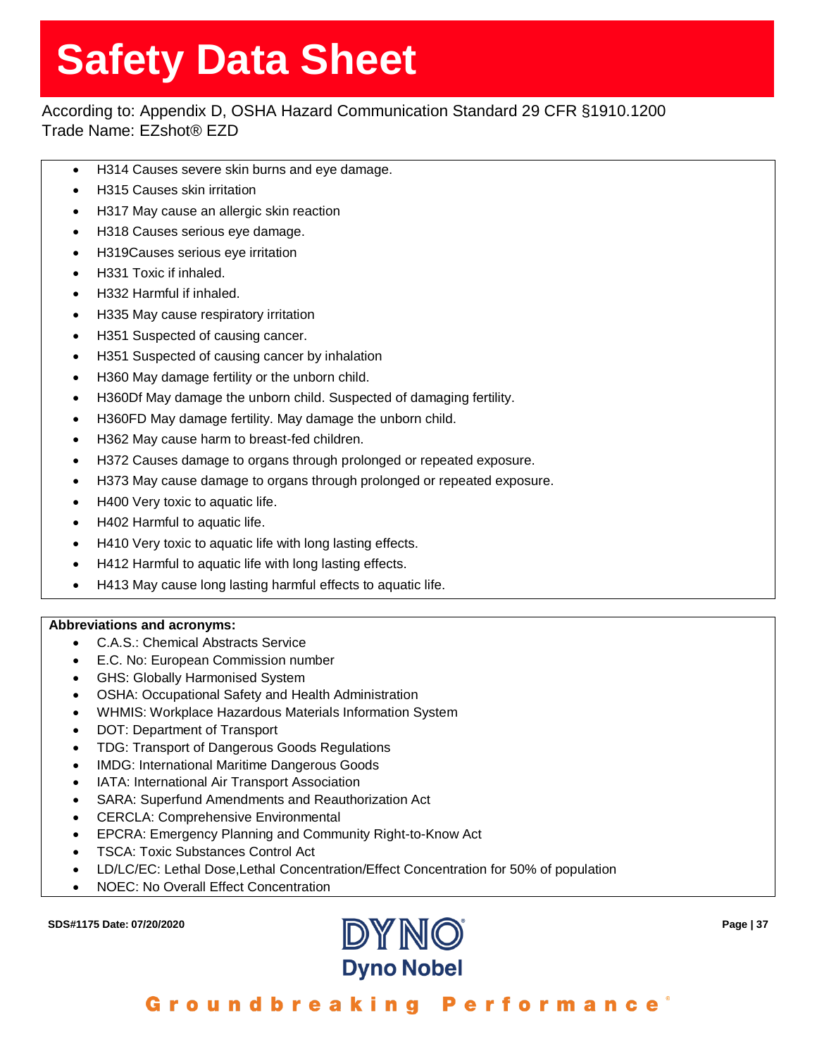- H314 Causes severe skin burns and eye damage.
- H315 Causes skin irritation
- H317 May cause an allergic skin reaction
- H318 Causes serious eye damage.
- H319Causes serious eye irritation
- H331 Toxic if inhaled.
- H332 Harmful if inhaled.
- H335 May cause respiratory irritation
- H351 Suspected of causing cancer.
- H351 Suspected of causing cancer by inhalation
- H360 May damage fertility or the unborn child.
- H360Df May damage the unborn child. Suspected of damaging fertility.
- H360FD May damage fertility. May damage the unborn child.
- H362 May cause harm to breast-fed children.
- H372 Causes damage to organs through prolonged or repeated exposure.
- H373 May cause damage to organs through prolonged or repeated exposure.
- H400 Very toxic to aquatic life.
- H402 Harmful to aquatic life.
- H410 Very toxic to aquatic life with long lasting effects.
- H412 Harmful to aquatic life with long lasting effects.
- H413 May cause long lasting harmful effects to aquatic life.

**Abbreviations and acronyms:**

- C.A.S.: Chemical Abstracts Service
- E.C. No: European Commission number
- GHS: Globally Harmonised System
- OSHA: Occupational Safety and Health Administration
- WHMIS: Workplace Hazardous Materials Information System
- DOT: Department of Transport
- TDG: Transport of Dangerous Goods Regulations
- IMDG: International Maritime Dangerous Goods
- IATA: International Air Transport Association
- SARA: Superfund Amendments and Reauthorization Act
- CERCLA: Comprehensive Environmental
- EPCRA: Emergency Planning and Community Right-to-Know Act
- TSCA: Toxic Substances Control Act
- LD/LC/EC: Lethal Dose,Lethal Concentration/Effect Concentration for 50% of population
- NOEC: No Overall Effect Concentration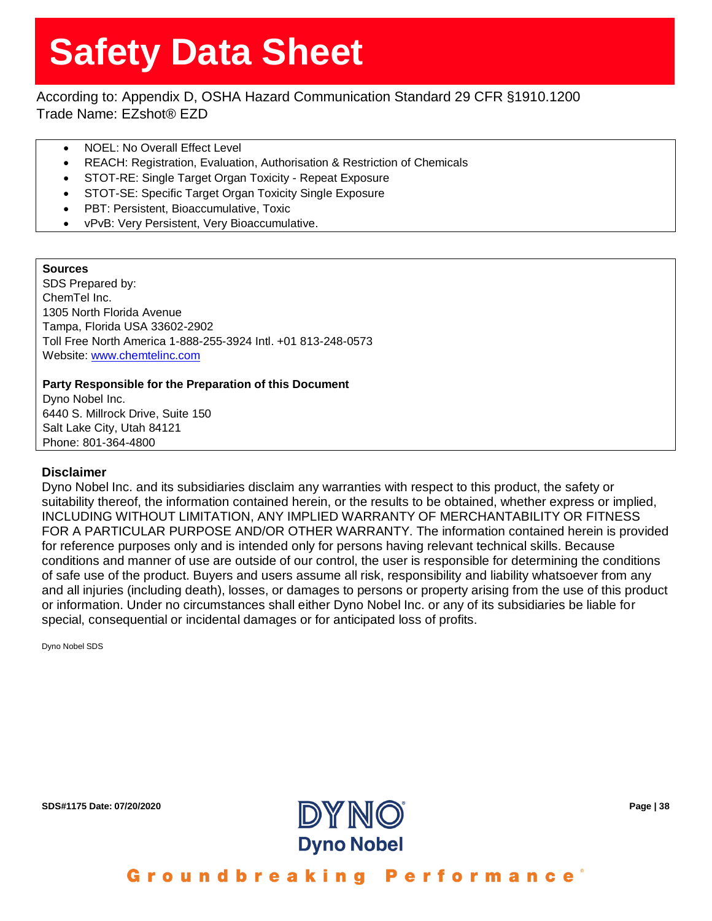- NOEL: No Overall Effect Level
- REACH: Registration, Evaluation, Authorisation & Restriction of Chemicals
- STOT-RE: Single Target Organ Toxicity - Repeat Exposure
- STOT-SE: Specific Target Organ Toxicity Single Exposure
- PBT: Persistent, Bioaccumulative, Toxic
- vPvB: Very Persistent, Very Bioaccumulative.

**Sources**
SDS Prepared by:
ChemTel Inc.
1305 North Florida Avenue
Tampa, Florida USA 33602-2902
Toll Free North America 1-888-255-3924 Intl. +01 813-248-0573
Website: www.chemtelinc.com

**Party Responsible for the Preparation of this Document**
Dyno Nobel Inc.
6440 S. Millrock Drive, Suite 150
Salt Lake City, Utah 84121
Phone: 801-364-4800

**Disclaimer**

Dyno Nobel Inc. and its subsidiaries disclaim any warranties with respect to this product, the safety or suitability thereof, the information contained herein, or the results to be obtained, whether express or implied, INCLUDING WITHOUT LIMITATION, ANY IMPLIED WARRANTY OF MERCHANTABILITY OR FITNESS FOR A PARTICULAR PURPOSE AND/OR OTHER WARRANTY. The information contained herein is provided for reference purposes only and is intended only for persons having relevant technical skills. Because conditions and manner of use are outside of our control, the user is responsible for determining the conditions of safe use of the product. Buyers and users assume all risk, responsibility and liability whatsoever from any and all injuries (including death), losses, or damages to persons or property arising from the use of this product or information. Under no circumstances shall either Dyno Nobel Inc. or any of its subsidiaries be liable for special, consequential or incidental damages or for anticipated loss of profits.

Dyno Nobel SDS